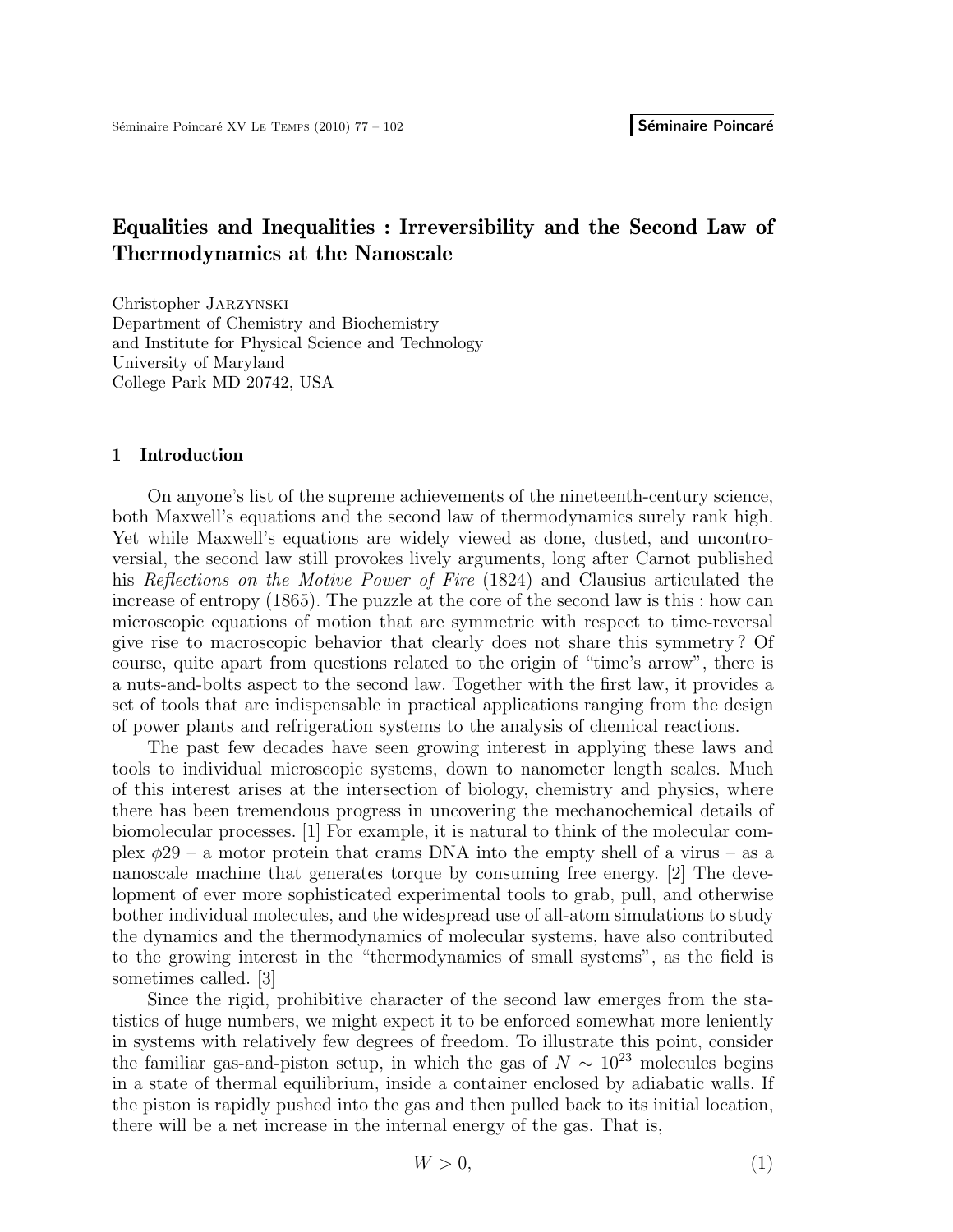# Equalities and Inequalities : Irreversibility and the Second Law of Thermodynamics at the Nanoscale

Christopher Jarzynski
Department of Chemistry and Biochemistry
and Institute for Physical Science and Technology
University of Maryland
College Park MD 20742, USA

## 1 Introduction

On anyone's list of the supreme achievements of the nineteenth-century science, both Maxwell's equations and the second law of thermodynamics surely rank high. Yet while Maxwell's equations are widely viewed as done, dusted, and uncontroversial, the second law still provokes lively arguments, long after Carnot published his *Reflections on the Motive Power of Fire* (1824) and Clausius articulated the increase of entropy (1865). The puzzle at the core of the second law is this : how can microscopic equations of motion that are symmetric with respect to time-reversal give rise to macroscopic behavior that clearly does not share this symmetry ? Of course, quite apart from questions related to the origin of "time's arrow", there is a nuts-and-bolts aspect to the second law. Together with the first law, it provides a set of tools that are indispensable in practical applications ranging from the design of power plants and refrigeration systems to the analysis of chemical reactions.

The past few decades have seen growing interest in applying these laws and tools to individual microscopic systems, down to nanometer length scales. Much of this interest arises at the intersection of biology, chemistry and physics, where there has been tremendous progress in uncovering the mechanochemical details of biomolecular processes. [1] For example, it is natural to think of the molecular complex $\phi 29$ – a motor protein that crams DNA into the empty shell of a virus – as a nanoscale machine that generates torque by consuming free energy. [2] The development of ever more sophisticated experimental tools to grab, pull, and otherwise bother individual molecules, and the widespread use of all-atom simulations to study the dynamics and the thermodynamics of molecular systems, have also contributed to the growing interest in the "thermodynamics of small systems", as the field is sometimes called. [3]

Since the rigid, prohibitive character of the second law emerges from the statistics of huge numbers, we might expect it to be enforced somewhat more leniently in systems with relatively few degrees of freedom. To illustrate this point, consider the familiar gas-and-piston setup, in which the gas of $N \sim 10^{23}$ molecules begins in a state of thermal equilibrium, inside a container enclosed by adiabatic walls. If the piston is rapidly pushed into the gas and then pulled back to its initial location, there will be a net increase in the internal energy of the gas. That is,

$$W > 0, \tag{1}$$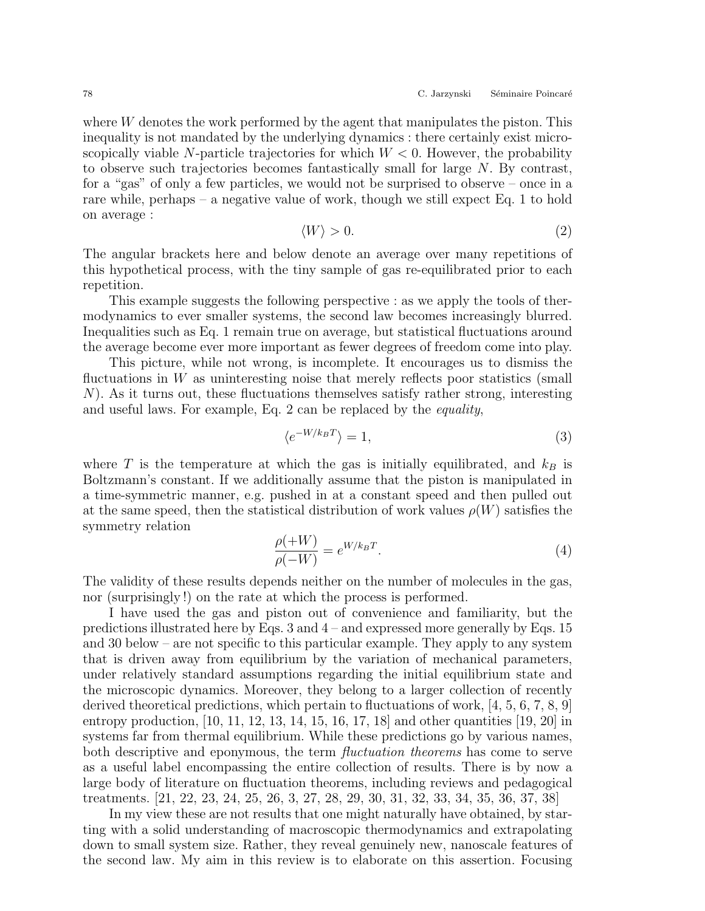where $W$ denotes the work performed by the agent that manipulates the piston. This inequality is not mandated by the underlying dynamics : there certainly exist microscopically viable $N$-particle trajectories for which $W < 0$. However, the probability to observe such trajectories becomes fantastically small for large $N$. By contrast, for a "gas" of only a few particles, we would not be surprised to observe – once in a rare while, perhaps – a negative value of work, though we still expect Eq. 1 to hold on average :

$$\langle W \rangle > 0. \tag{2}$$

The angular brackets here and below denote an average over many repetitions of this hypothetical process, with the tiny sample of gas re-equilibrated prior to each repetition.

This example suggests the following perspective : as we apply the tools of thermodynamics to ever smaller systems, the second law becomes increasingly blurred. Inequalities such as Eq. 1 remain true on average, but statistical fluctuations around the average become ever more important as fewer degrees of freedom come into play.

This picture, while not wrong, is incomplete. It encourages us to dismiss the fluctuations in $W$ as uninteresting noise that merely reflects poor statistics (small $N$). As it turns out, these fluctuations themselves satisfy rather strong, interesting and useful laws. For example, Eq. 2 can be replaced by the *equality*,

$$\langle e^{-W/k_BT} \rangle = 1, \tag{3}$$

where $T$ is the temperature at which the gas is initially equilibrated, and $k_B$ is Boltzmann's constant. If we additionally assume that the piston is manipulated in a time-symmetric manner, e.g. pushed in at a constant speed and then pulled out at the same speed, then the statistical distribution of work values $\rho(W)$ satisfies the symmetry relation

$$\frac{\rho(+W)}{\rho(-W)} = e^{W/k_BT}. \tag{4}$$

The validity of these results depends neither on the number of molecules in the gas, nor (surprisingly !) on the rate at which the process is performed.

I have used the gas and piston out of convenience and familiarity, but the predictions illustrated here by Eqs. 3 and 4 – and expressed more generally by Eqs. 15 and 30 below – are not specific to this particular example. They apply to any system that is driven away from equilibrium by the variation of mechanical parameters, under relatively standard assumptions regarding the initial equilibrium state and the microscopic dynamics. Moreover, they belong to a larger collection of recently derived theoretical predictions, which pertain to fluctuations of work, [4, 5, 6, 7, 8, 9] entropy production, [10, 11, 12, 13, 14, 15, 16, 17, 18] and other quantities [19, 20] in systems far from thermal equilibrium. While these predictions go by various names, both descriptive and eponymous, the term *fluctuation theorems* has come to serve as a useful label encompassing the entire collection of results. There is by now a large body of literature on fluctuation theorems, including reviews and pedagogical treatments. [21, 22, 23, 24, 25, 26, 3, 27, 28, 29, 30, 31, 32, 33, 34, 35, 36, 37, 38]

In my view these are not results that one might naturally have obtained, by starting with a solid understanding of macroscopic thermodynamics and extrapolating down to small system size. Rather, they reveal genuinely new, nanoscale features of the second law. My aim in this review is to elaborate on this assertion. Focusing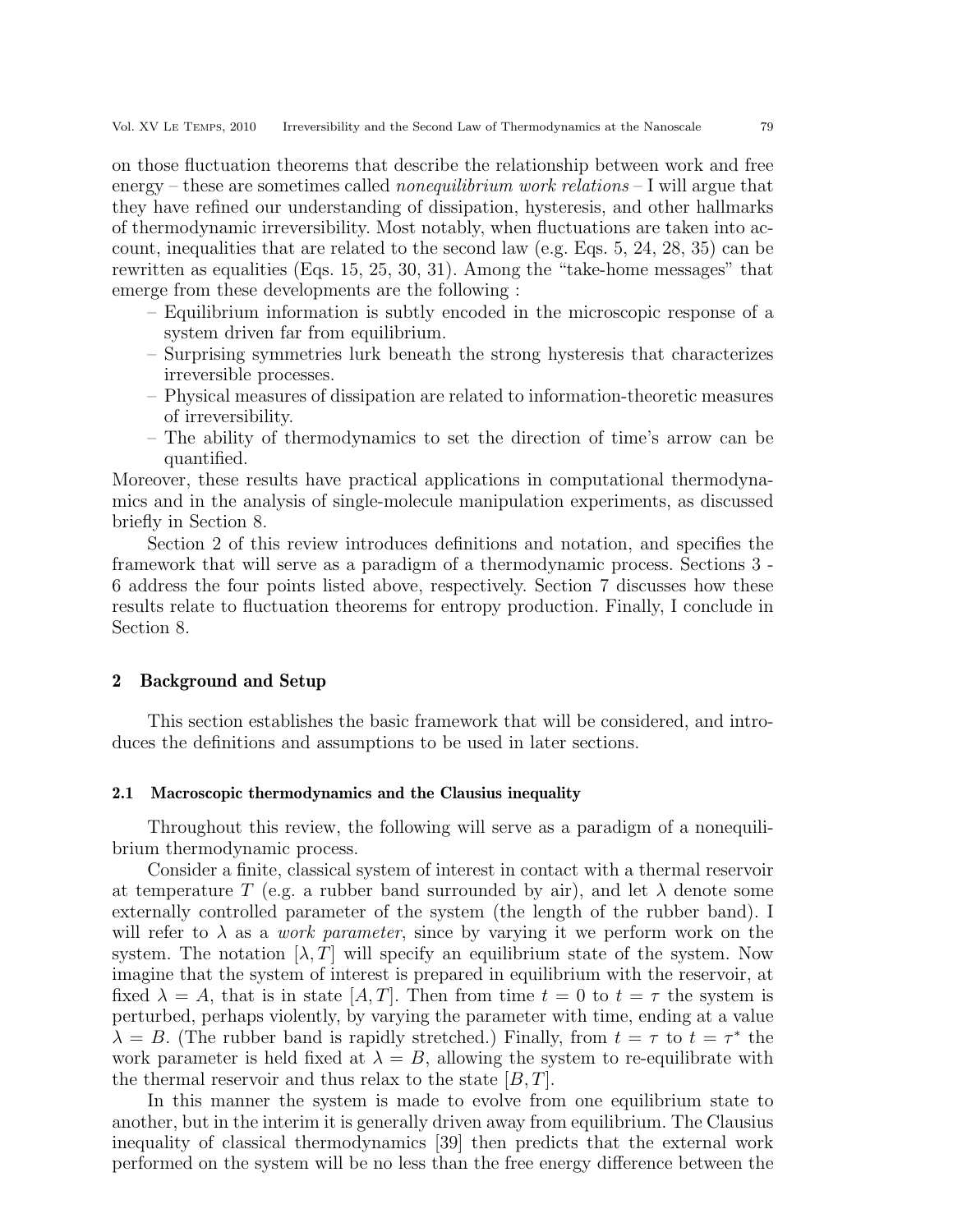on those fluctuation theorems that describe the relationship between work and free energy – these are sometimes called *nonequilibrium work relations* – I will argue that they have refined our understanding of dissipation, hysteresis, and other hallmarks of thermodynamic irreversibility. Most notably, when fluctuations are taken into account, inequalities that are related to the second law (e.g. Eqs. 5, 24, 28, 35) can be rewritten as equalities (Eqs. 15, 25, 30, 31). Among the "take-home messages" that emerge from these developments are the following :

- Equilibrium information is subtly encoded in the microscopic response of a system driven far from equilibrium.
- Surprising symmetries lurk beneath the strong hysteresis that characterizes irreversible processes.
- Physical measures of dissipation are related to information-theoretic measures of irreversibility.
- The ability of thermodynamics to set the direction of time's arrow can be quantified.

Moreover, these results have practical applications in computational thermodynamics and in the analysis of single-molecule manipulation experiments, as discussed briefly in Section 8.

Section 2 of this review introduces definitions and notation, and specifies the framework that will serve as a paradigm of a thermodynamic process. Sections 3 - 6 address the four points listed above, respectively. Section 7 discusses how these results relate to fluctuation theorems for entropy production. Finally, I conclude in Section 8.

## 2 Background and Setup

This section establishes the basic framework that will be considered, and introduces the definitions and assumptions to be used in later sections.

### 2.1 Macroscopic thermodynamics and the Clausius inequality

Throughout this review, the following will serve as a paradigm of a nonequilibrium thermodynamic process.

Consider a finite, classical system of interest in contact with a thermal reservoir at temperature $T$ (e.g. a rubber band surrounded by air), and let $\lambda$ denote some externally controlled parameter of the system (the length of the rubber band). I will refer to $\lambda$ as a *work parameter*, since by varying it we perform work on the system. The notation $[\lambda, T]$ will specify an equilibrium state of the system. Now imagine that the system of interest is prepared in equilibrium with the reservoir, at fixed $\lambda = A$, that is in state $[A, T]$. Then from time $t = 0$ to $t = \tau$ the system is perturbed, perhaps violently, by varying the parameter with time, ending at a value $\lambda = B$. (The rubber band is rapidly stretched.) Finally, from $t = \tau$ to $t = \tau^*$ the work parameter is held fixed at $\lambda = B$, allowing the system to re-equilibrate with the thermal reservoir and thus relax to the state $[B, T]$.

In this manner the system is made to evolve from one equilibrium state to another, but in the interim it is generally driven away from equilibrium. The Clausius inequality of classical thermodynamics [39] then predicts that the external work performed on the system will be no less than the free energy difference between the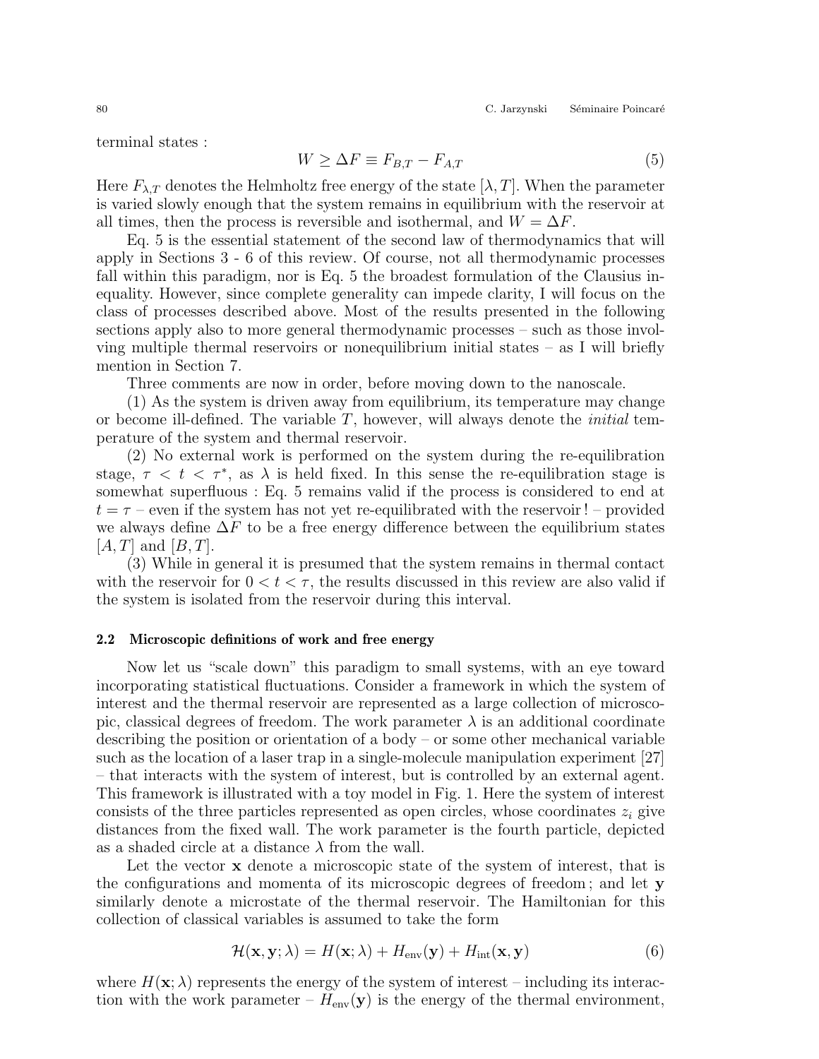terminal states :

$$W \geq \Delta F \equiv F_{B,T} - F_{A,T} \tag{5}$$

Here $F_{\lambda,T}$ denotes the Helmholtz free energy of the state $[\lambda, T]$. When the parameter is varied slowly enough that the system remains in equilibrium with the reservoir at all times, then the process is reversible and isothermal, and $W = \Delta F$.

Eq. 5 is the essential statement of the second law of thermodynamics that will apply in Sections 3 - 6 of this review. Of course, not all thermodynamic processes fall within this paradigm, nor is Eq. 5 the broadest formulation of the Clausius inequality. However, since complete generality can impede clarity, I will focus on the class of processes described above. Most of the results presented in the following sections apply also to more general thermodynamic processes – such as those involving multiple thermal reservoirs or nonequilibrium initial states – as I will briefly mention in Section 7.

Three comments are now in order, before moving down to the nanoscale.

(1) As the system is driven away from equilibrium, its temperature may change or become ill-defined. The variable $T$, however, will always denote the *initial* temperature of the system and thermal reservoir.

(2) No external work is performed on the system during the re-equilibration stage, $\tau < t < \tau^*$, as $\lambda$ is held fixed. In this sense the re-equilibration stage is somewhat superfluous : Eq. 5 remains valid if the process is considered to end at $t = \tau$ – even if the system has not yet re-equilibrated with the reservoir ! – provided we always define $\Delta F$ to be a free energy difference between the equilibrium states $[A, T]$ and $[B, T]$.

(3) While in general it is presumed that the system remains in thermal contact with the reservoir for $0 < t < \tau$, the results discussed in this review are also valid if the system is isolated from the reservoir during this interval.

### 2.2 Microscopic definitions of work and free energy

Now let us "scale down" this paradigm to small systems, with an eye toward incorporating statistical fluctuations. Consider a framework in which the system of interest and the thermal reservoir are represented as a large collection of microscopic, classical degrees of freedom. The work parameter $\lambda$ is an additional coordinate describing the position or orientation of a body – or some other mechanical variable such as the location of a laser trap in a single-molecule manipulation experiment [27] – that interacts with the system of interest, but is controlled by an external agent. This framework is illustrated with a toy model in Fig. 1. Here the system of interest consists of the three particles represented as open circles, whose coordinates $z_i$ give distances from the fixed wall. The work parameter is the fourth particle, depicted as a shaded circle at a distance $\lambda$ from the wall.

Let the vector $\mathbf{x}$ denote a microscopic state of the system of interest, that is the configurations and momenta of its microscopic degrees of freedom ; and let $\mathbf{y}$ similarly denote a microstate of the thermal reservoir. The Hamiltonian for this collection of classical variables is assumed to take the form

$$\mathcal{H}(\mathbf{x}, \mathbf{y}; \lambda) = H(\mathbf{x}; \lambda) + H_{\mathrm{env}}(\mathbf{y}) + H_{\mathrm{int}}(\mathbf{x}, \mathbf{y}) \tag{6}$$

where $H(\mathbf{x}; \lambda)$ represents the energy of the system of interest – including its interaction with the work parameter – $H_{\mathrm{env}}(\mathbf{y})$ is the energy of the thermal environment,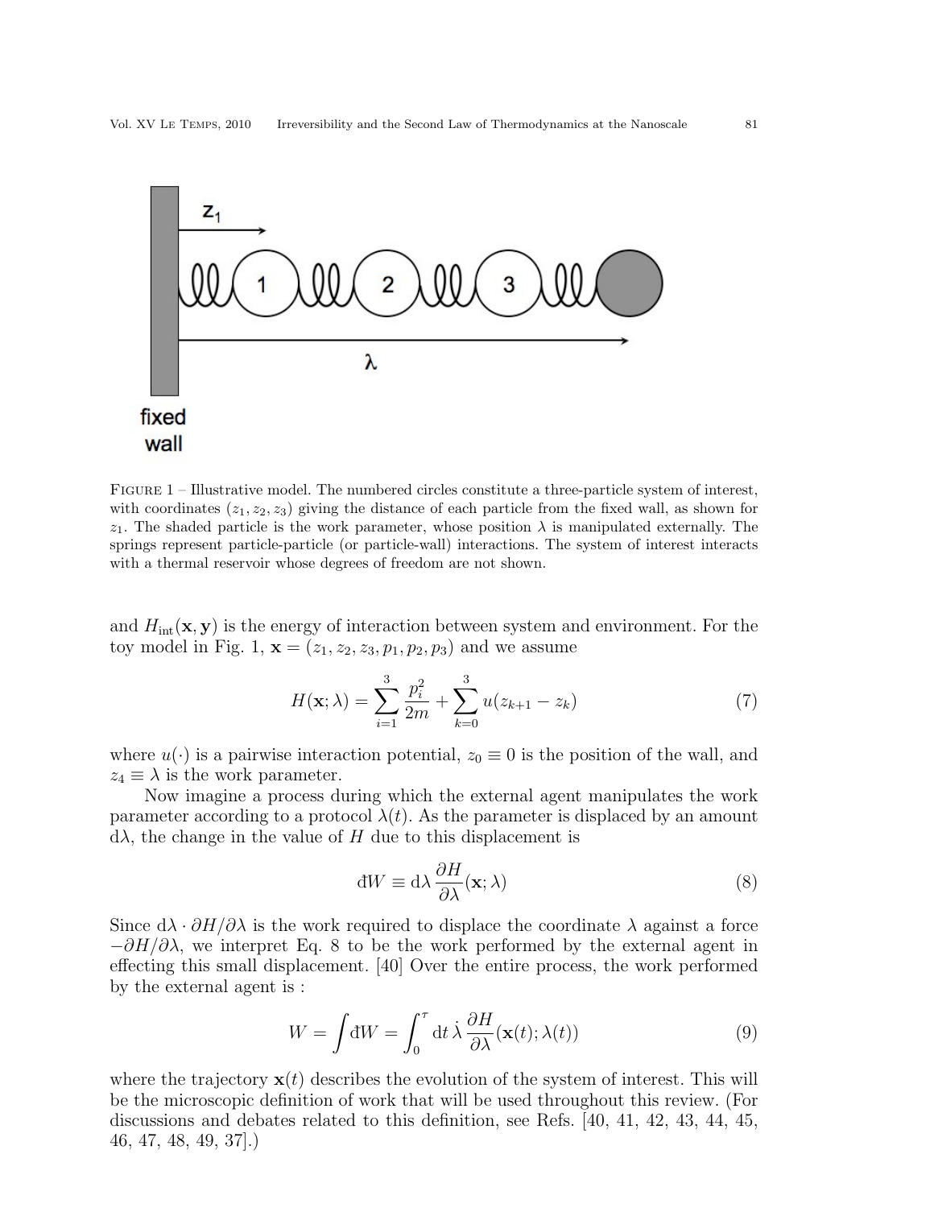FIGURE 1 – Illustrative model. The numbered circles constitute a three-particle system of interest, with coordinates $(z_1, z_2, z_3)$ giving the distance of each particle from the fixed wall, as shown for $z_1$. The shaded particle is the work parameter, whose position $\lambda$ is manipulated externally. The springs represent particle-particle (or particle-wall) interactions. The system of interest interacts with a thermal reservoir whose degrees of freedom are not shown.

and $H_{\mathrm{int}}(\mathbf{x}, \mathbf{y})$ is the energy of interaction between system and environment. For the toy model in Fig. 1, $\mathbf{x} = (z_1, z_2, z_3, p_1, p_2, p_3)$ and we assume

$$H(\mathbf{x}; \lambda) = \sum_{i=1}^{3} \frac{p_i^2}{2m} + \sum_{k=0}^{3} u(z_{k+1} - z_k) \tag{7}$$

where $u(\cdot)$ is a pairwise interaction potential, $z_0 \equiv 0$ is the position of the wall, and $z_4 \equiv \lambda$ is the work parameter.

Now imagine a process during which the external agent manipulates the work parameter according to a protocol $\lambda(t)$. As the parameter is displaced by an amount $\mathrm{d}\lambda$, the change in the value of $H$ due to this displacement is

$$đW \equiv \mathrm{d}\lambda \, \frac{\partial H}{\partial \lambda}(\mathbf{x}; \lambda) \tag{8}$$

Since $\mathrm{d}\lambda \cdot \partial H / \partial \lambda$ is the work required to displace the coordinate $\lambda$ against a force $-\partial H / \partial \lambda$, we interpret Eq. 8 to be the work performed by the external agent in effecting this small displacement. [40] Over the entire process, the work performed by the external agent is :

$$W = \int đW = \int_0^\tau \mathrm{d}t \, \dot{\lambda} \, \frac{\partial H}{\partial \lambda}(\mathbf{x}(t); \lambda(t)) \tag{9}$$

where the trajectory $\mathbf{x}(t)$ describes the evolution of the system of interest. This will be the microscopic definition of work that will be used throughout this review. (For discussions and debates related to this definition, see Refs. [40, 41, 42, 43, 44, 45, 46, 47, 48, 49, 37].)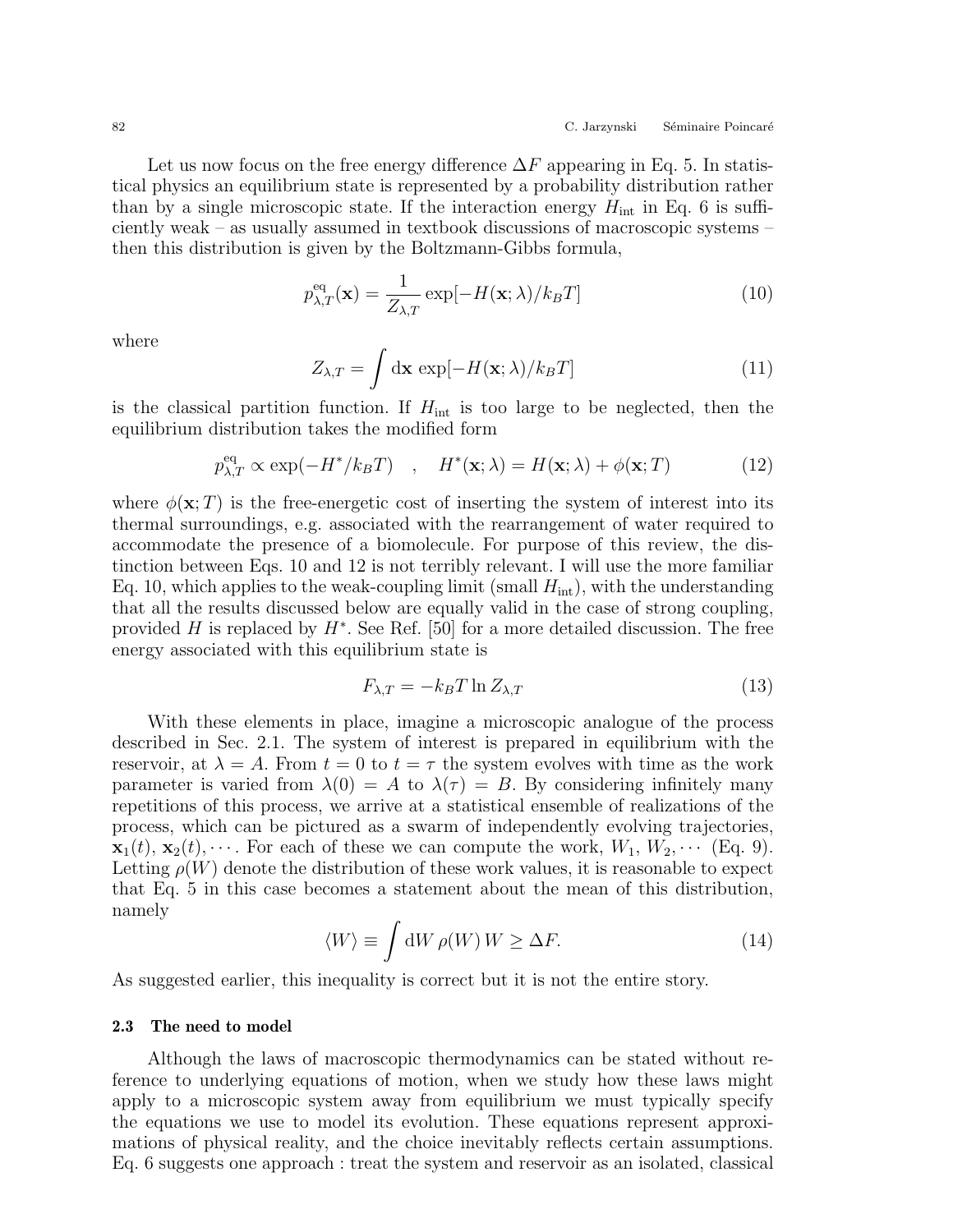Let us now focus on the free energy difference $\Delta F$ appearing in Eq. 5. In statistical physics an equilibrium state is represented by a probability distribution rather than by a single microscopic state. If the interaction energy $H_{\rm int}$ in Eq. 6 is sufficiently weak – as usually assumed in textbook discussions of macroscopic systems – then this distribution is given by the Boltzmann-Gibbs formula,

$$p_{\lambda,T}^{\rm eq}(\mathbf{x}) = \frac{1}{Z_{\lambda,T}} \exp[-H(\mathbf{x};\lambda)/k_B T] \tag{10}$$

where

$$Z_{\lambda,T} = \int \mathrm{d}\mathbf{x}\, \exp[-H(\mathbf{x};\lambda)/k_B T] \tag{11}$$

is the classical partition function. If $H_{\rm int}$ is too large to be neglected, then the equilibrium distribution takes the modified form

$$p_{\lambda,T}^{\rm eq} \propto \exp(-H^*/k_B T) \quad , \quad H^*(\mathbf{x};\lambda) = H(\mathbf{x};\lambda) + \phi(\mathbf{x};T) \tag{12}$$

where $\phi(\mathbf{x};T)$ is the free-energetic cost of inserting the system of interest into its thermal surroundings, e.g. associated with the rearrangement of water required to accommodate the presence of a biomolecule. For purpose of this review, the distinction between Eqs. 10 and 12 is not terribly relevant. I will use the more familiar Eq. 10, which applies to the weak-coupling limit (small $H_{\rm int}$), with the understanding that all the results discussed below are equally valid in the case of strong coupling, provided $H$ is replaced by $H^*$. See Ref. [50] for a more detailed discussion. The free energy associated with this equilibrium state is

$$F_{\lambda,T} = -k_B T \ln Z_{\lambda,T} \tag{13}$$

With these elements in place, imagine a microscopic analogue of the process described in Sec. 2.1. The system of interest is prepared in equilibrium with the reservoir, at $\lambda = A$. From $t = 0$ to $t = \tau$ the system evolves with time as the work parameter is varied from $\lambda(0) = A$ to $\lambda(\tau) = B$. By considering infinitely many repetitions of this process, we arrive at a statistical ensemble of realizations of the process, which can be pictured as a swarm of independently evolving trajectories, $\mathbf{x}_1(t)$, $\mathbf{x}_2(t)$, $\cdots$. For each of these we can compute the work, $W_1$, $W_2$, $\cdots$ (Eq. 9). Letting $\rho(W)$ denote the distribution of these work values, it is reasonable to expect that Eq. 5 in this case becomes a statement about the mean of this distribution, namely

$$\langle W \rangle \equiv \int \mathrm{d}W\, \rho(W)\, W \geq \Delta F. \tag{14}$$

As suggested earlier, this inequality is correct but it is not the entire story.

### 2.3 The need to model

Although the laws of macroscopic thermodynamics can be stated without reference to underlying equations of motion, when we study how these laws might apply to a microscopic system away from equilibrium we must typically specify the equations we use to model its evolution. These equations represent approximations of physical reality, and the choice inevitably reflects certain assumptions. Eq. 6 suggests one approach : treat the system and reservoir as an isolated, classical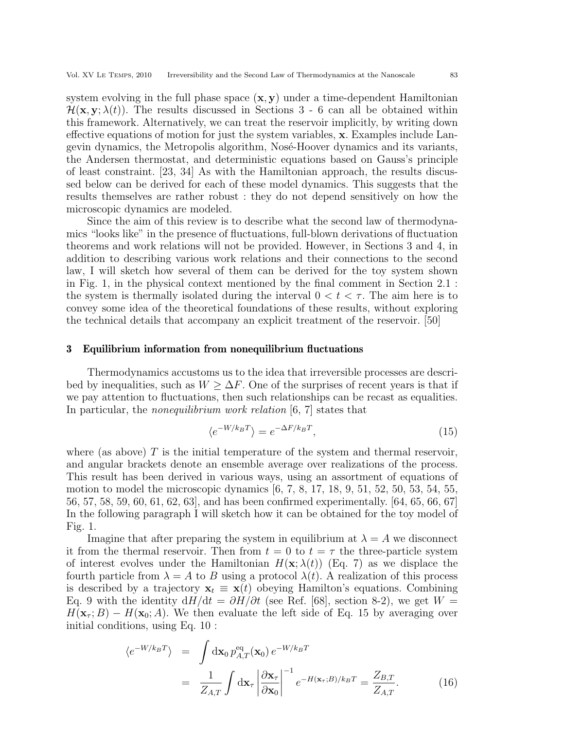system evolving in the full phase space $(\mathbf{x}, \mathbf{y})$ under a time-dependent Hamiltonian $\mathcal{H}(\mathbf{x}, \mathbf{y}; \lambda(t))$. The results discussed in Sections 3 - 6 can all be obtained within this framework. Alternatively, we can treat the reservoir implicitly, by writing down effective equations of motion for just the system variables, $\mathbf{x}$. Examples include Langevin dynamics, the Metropolis algorithm, Nosé-Hoover dynamics and its variants, the Andersen thermostat, and deterministic equations based on Gauss's principle of least constraint. [23, 34] As with the Hamiltonian approach, the results discussed below can be derived for each of these model dynamics. This suggests that the results themselves are rather robust : they do not depend sensitively on how the microscopic dynamics are modeled.

Since the aim of this review is to describe what the second law of thermodynamics "looks like" in the presence of fluctuations, full-blown derivations of fluctuation theorems and work relations will not be provided. However, in Sections 3 and 4, in addition to describing various work relations and their connections to the second law, I will sketch how several of them can be derived for the toy system shown in Fig. 1, in the physical context mentioned by the final comment in Section 2.1 : the system is thermally isolated during the interval $0 < t < \tau$. The aim here is to convey some idea of the theoretical foundations of these results, without exploring the technical details that accompany an explicit treatment of the reservoir. [50]

## 3 Equilibrium information from nonequilibrium fluctuations

Thermodynamics accustoms us to the idea that irreversible processes are described by inequalities, such as $W \geq \Delta F$. One of the surprises of recent years is that if we pay attention to fluctuations, then such relationships can be recast as equalities. In particular, the *nonequilibrium work relation* [6, 7] states that

$$\langle e^{-W/k_B T} \rangle = e^{-\Delta F/k_B T}, \tag{15}$$

where (as above) $T$ is the initial temperature of the system and thermal reservoir, and angular brackets denote an ensemble average over realizations of the process. This result has been derived in various ways, using an assortment of equations of motion to model the microscopic dynamics [6, 7, 8, 17, 18, 9, 51, 52, 50, 53, 54, 55, 56, 57, 58, 59, 60, 61, 62, 63], and has been confirmed experimentally. [64, 65, 66, 67] In the following paragraph I will sketch how it can be obtained for the toy model of Fig. 1.

Imagine that after preparing the system in equilibrium at $\lambda = A$ we disconnect it from the thermal reservoir. Then from $t = 0$ to $t = \tau$ the three-particle system of interest evolves under the Hamiltonian $H(\mathbf{x}; \lambda(t))$ (Eq. 7) as we displace the fourth particle from $\lambda = A$ to $B$ using a protocol $\lambda(t)$. A realization of this process is described by a trajectory $\mathbf{x}_t \equiv \mathbf{x}(t)$ obeying Hamilton's equations. Combining Eq. 9 with the identity $\mathrm{d}H/\mathrm{d}t = \partial H/\partial t$ (see Ref. [68], section 8-2), we get $W = H(\mathbf{x}_\tau; B) - H(\mathbf{x}_0; A)$. We then evaluate the left side of Eq. 15 by averaging over initial conditions, using Eq. 10 :

$$\begin{aligned}
\langle e^{-W/k_B T} \rangle &= \int \mathrm{d}\mathbf{x}_0 \, p^{\mathrm{eq}}_{A,T}(\mathbf{x}_0) \, e^{-W/k_B T} \\
&= \frac{1}{Z_{A,T}} \int \mathrm{d}\mathbf{x}_\tau \left| \frac{\partial \mathbf{x}_\tau}{\partial \mathbf{x}_0} \right|^{-1} e^{-H(\mathbf{x}_\tau; B)/k_B T} = \frac{Z_{B,T}}{Z_{A,T}}.
\end{aligned} \tag{16}$$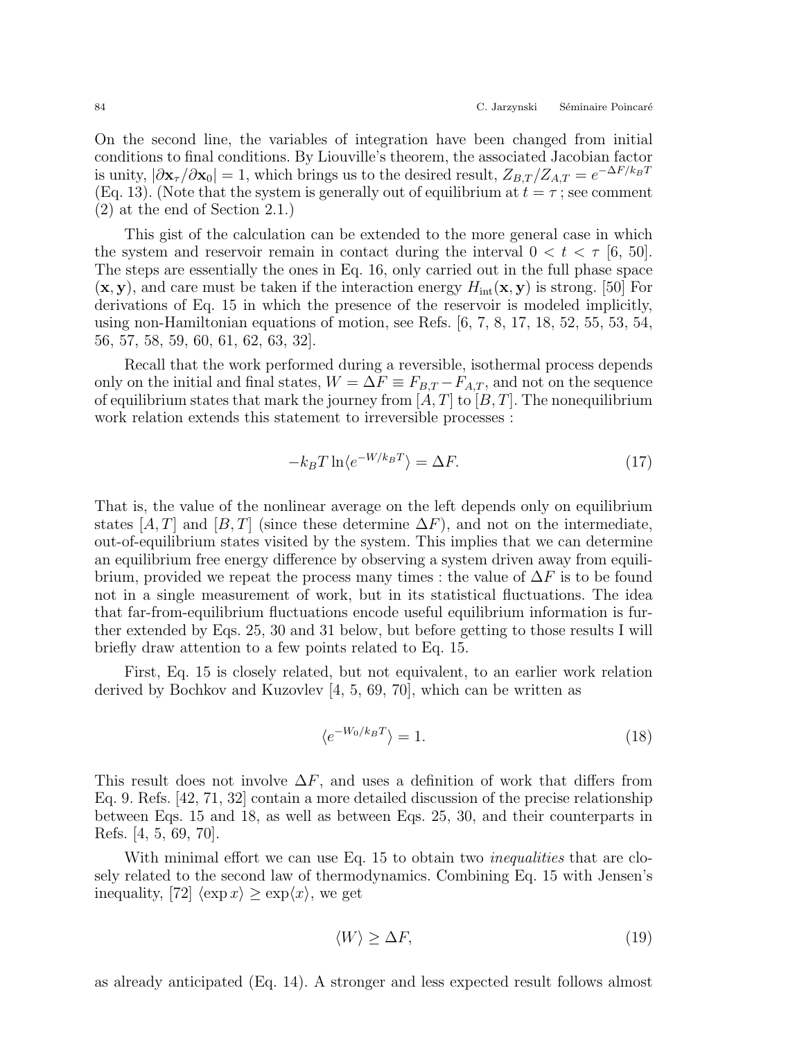On the second line, the variables of integration have been changed from initial conditions to final conditions. By Liouville's theorem, the associated Jacobian factor is unity, $|\partial \mathbf{x}_\tau / \partial \mathbf{x}_0| = 1$, which brings us to the desired result, $Z_{B,T}/Z_{A,T} = e^{-\Delta F/k_BT}$ (Eq. 13). (Note that the system is generally out of equilibrium at $t = \tau$ ; see comment (2) at the end of Section 2.1.)

This gist of the calculation can be extended to the more general case in which the system and reservoir remain in contact during the interval $0 < t < \tau$ [6, 50]. The steps are essentially the ones in Eq. 16, only carried out in the full phase space $(\mathbf{x}, \mathbf{y})$, and care must be taken if the interaction energy $H_{\text{int}}(\mathbf{x}, \mathbf{y})$ is strong. [50] For derivations of Eq. 15 in which the presence of the reservoir is modeled implicitly, using non-Hamiltonian equations of motion, see Refs. [6, 7, 8, 17, 18, 52, 55, 53, 54, 56, 57, 58, 59, 60, 61, 62, 63, 32].

Recall that the work performed during a reversible, isothermal process depends only on the initial and final states, $W = \Delta F \equiv F_{B,T} - F_{A,T}$, and not on the sequence of equilibrium states that mark the journey from $[A, T]$ to $[B, T]$. The nonequilibrium work relation extends this statement to irreversible processes :

$$-k_BT \ln \langle e^{-W/k_BT} \rangle = \Delta F. \tag{17}$$

That is, the value of the nonlinear average on the left depends only on equilibrium states $[A, T]$ and $[B, T]$ (since these determine $\Delta F$), and not on the intermediate, out-of-equilibrium states visited by the system. This implies that we can determine an equilibrium free energy difference by observing a system driven away from equilibrium, provided we repeat the process many times : the value of $\Delta F$ is to be found not in a single measurement of work, but in its statistical fluctuations. The idea that far-from-equilibrium fluctuations encode useful equilibrium information is further extended by Eqs. 25, 30 and 31 below, but before getting to those results I will briefly draw attention to a few points related to Eq. 15.

First, Eq. 15 is closely related, but not equivalent, to an earlier work relation derived by Bochkov and Kuzovlev [4, 5, 69, 70], which can be written as

$$\langle e^{-W_0/k_BT} \rangle = 1. \tag{18}$$

This result does not involve $\Delta F$, and uses a definition of work that differs from Eq. 9. Refs. [42, 71, 32] contain a more detailed discussion of the precise relationship between Eqs. 15 and 18, as well as between Eqs. 25, 30, and their counterparts in Refs. [4, 5, 69, 70].

With minimal effort we can use Eq. 15 to obtain two *inequalities* that are closely related to the second law of thermodynamics. Combining Eq. 15 with Jensen's inequality, [72] $\langle \exp x \rangle \geq \exp\langle x \rangle$, we get

$$\langle W \rangle \geq \Delta F, \tag{19}$$

as already anticipated (Eq. 14). A stronger and less expected result follows almost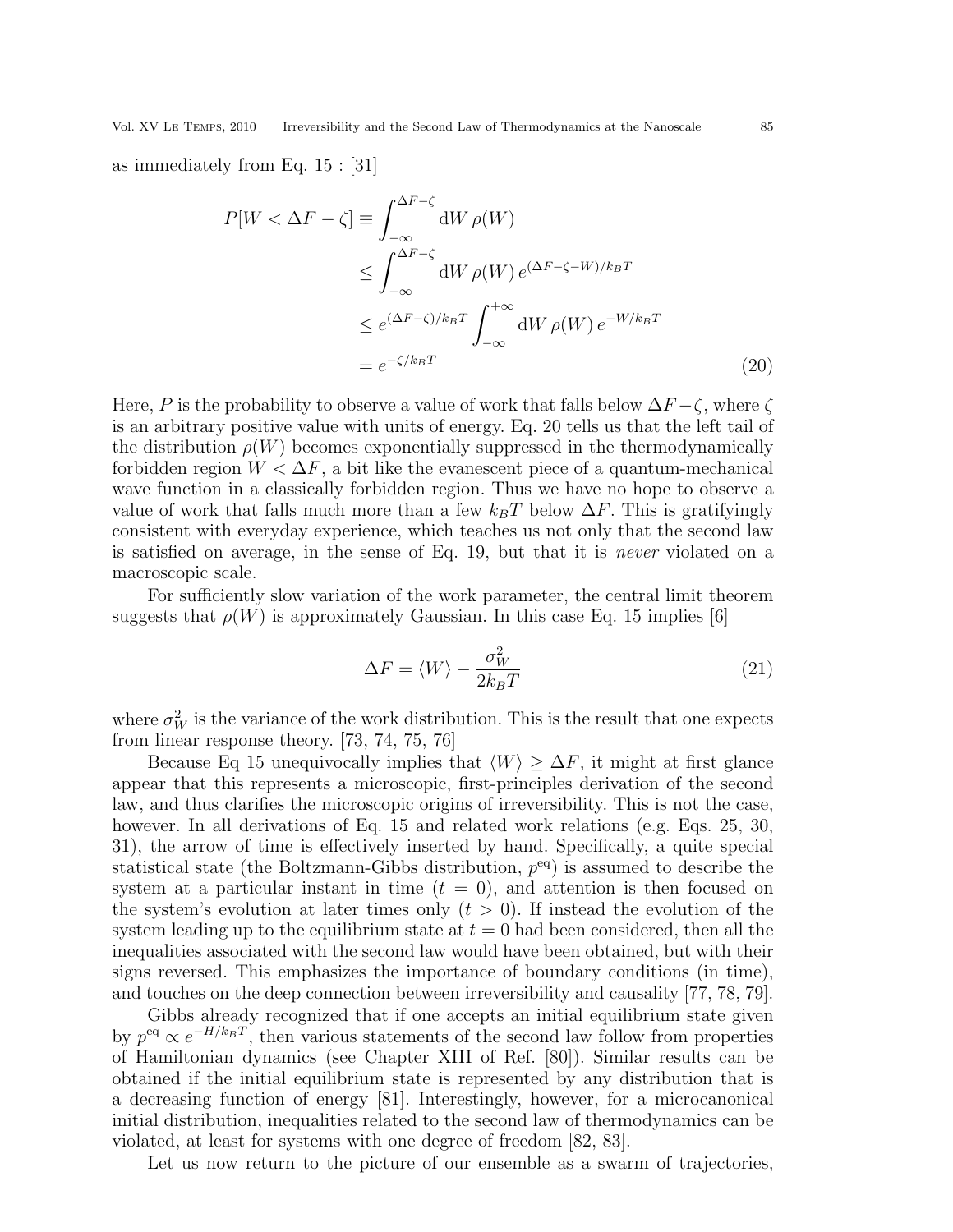as immediately from Eq. 15 : [31]

$$
\begin{aligned}
P[W < \Delta F - \zeta] &\equiv \int_{-\infty}^{\Delta F - \zeta} \mathrm{d}W \, \rho(W) \\
&\leq \int_{-\infty}^{\Delta F - \zeta} \mathrm{d}W \, \rho(W) \, e^{(\Delta F - \zeta - W)/k_B T} \\
&\leq e^{(\Delta F - \zeta)/k_B T} \int_{-\infty}^{+\infty} \mathrm{d}W \, \rho(W) \, e^{-W/k_B T} \\
&= e^{-\zeta/k_B T}
\end{aligned}
\tag{20}
$$

Here, $P$ is the probability to observe a value of work that falls below $\Delta F - \zeta$, where $\zeta$ is an arbitrary positive value with units of energy. Eq. 20 tells us that the left tail of the distribution $\rho(W)$ becomes exponentially suppressed in the thermodynamically forbidden region $W < \Delta F$, a bit like the evanescent piece of a quantum-mechanical wave function in a classically forbidden region. Thus we have no hope to observe a value of work that falls much more than a few $k_B T$ below $\Delta F$. This is gratifyingly consistent with everyday experience, which teaches us not only that the second law is satisfied on average, in the sense of Eq. 19, but that it is *never* violated on a macroscopic scale.

For sufficiently slow variation of the work parameter, the central limit theorem suggests that $\rho(W)$ is approximately Gaussian. In this case Eq. 15 implies [6]

$$
\Delta F = \langle W \rangle - \frac{\sigma_W^2}{2 k_B T} \tag{21}
$$

where $\sigma_W^2$ is the variance of the work distribution. This is the result that one expects from linear response theory. [73, 74, 75, 76]

Because Eq 15 unequivocally implies that $\langle W \rangle \geq \Delta F$, it might at first glance appear that this represents a microscopic, first-principles derivation of the second law, and thus clarifies the microscopic origins of irreversibility. This is not the case, however. In all derivations of Eq. 15 and related work relations (e.g. Eqs. 25, 30, 31), the arrow of time is effectively inserted by hand. Specifically, a quite special statistical state (the Boltzmann-Gibbs distribution, $p^{\mathrm{eq}}$) is assumed to describe the system at a particular instant in time ($t = 0$), and attention is then focused on the system's evolution at later times only ($t > 0$). If instead the evolution of the system leading up to the equilibrium state at $t = 0$ had been considered, then all the inequalities associated with the second law would have been obtained, but with their signs reversed. This emphasizes the importance of boundary conditions (in time), and touches on the deep connection between irreversibility and causality [77, 78, 79].

Gibbs already recognized that if one accepts an initial equilibrium state given by $p^{\mathrm{eq}} \propto e^{-H/k_B T}$, then various statements of the second law follow from properties of Hamiltonian dynamics (see Chapter XIII of Ref. [80]). Similar results can be obtained if the initial equilibrium state is represented by any distribution that is a decreasing function of energy [81]. Interestingly, however, for a microcanonical initial distribution, inequalities related to the second law of thermodynamics can be violated, at least for systems with one degree of freedom [82, 83].

Let us now return to the picture of our ensemble as a swarm of trajectories,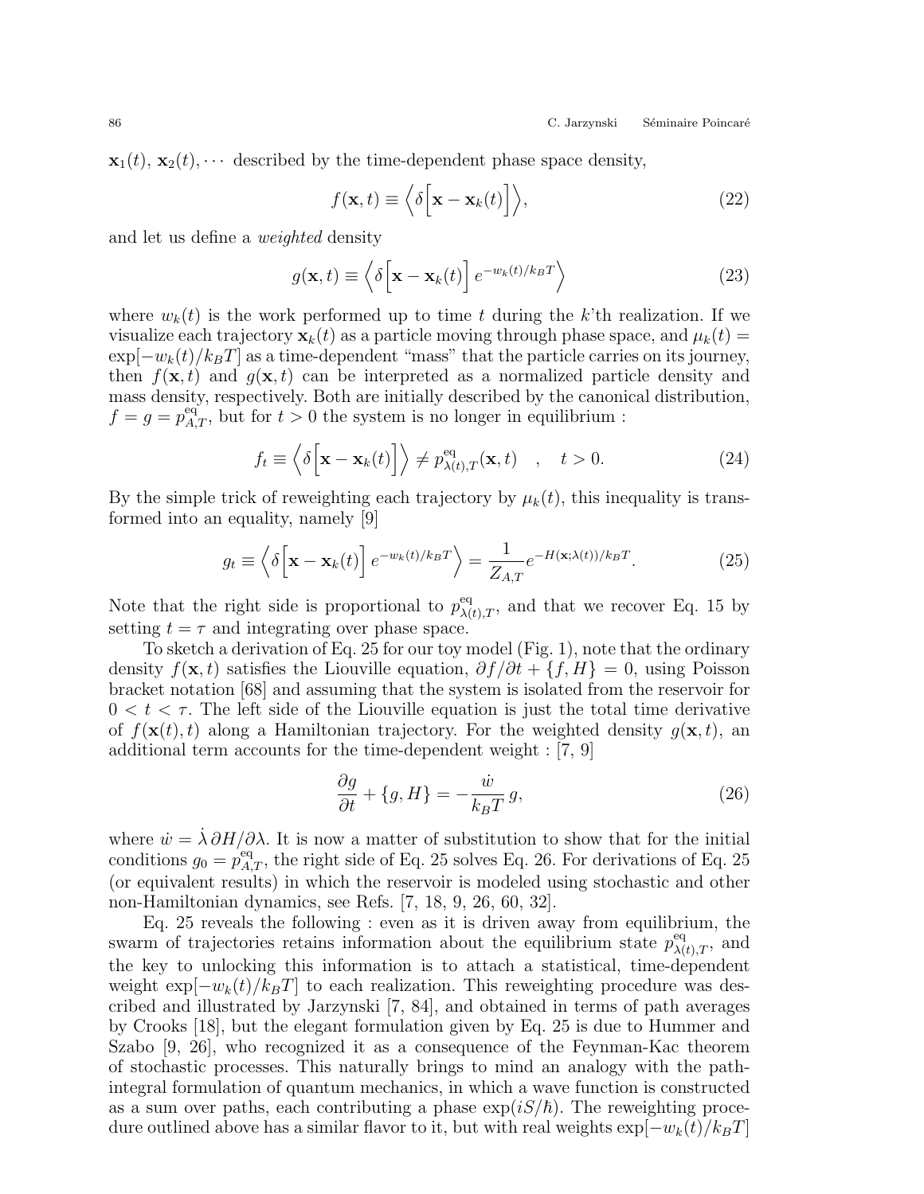$\mathbf{x}_1(t)$, $\mathbf{x}_2(t)$, $\cdots$ described by the time-dependent phase space density,

$$f(\mathbf{x},t) \equiv \Big\langle \delta\Big[\mathbf{x} - \mathbf{x}_k(t)\Big]\Big\rangle, \tag{22}$$

and let us define a *weighted* density

$$g(\mathbf{x},t) \equiv \Big\langle \delta\Big[\mathbf{x} - \mathbf{x}_k(t)\Big]\, e^{-w_k(t)/k_BT}\Big\rangle \tag{23}$$

where $w_k(t)$ is the work performed up to time $t$ during the $k$'th realization. If we visualize each trajectory $\mathbf{x}_k(t)$ as a particle moving through phase space, and $\mu_k(t) = \exp[-w_k(t)/k_BT]$ as a time-dependent "mass" that the particle carries on its journey, then $f(\mathbf{x},t)$ and $g(\mathbf{x},t)$ can be interpreted as a normalized particle density and mass density, respectively. Both are initially described by the canonical distribution, $f = g = p^{\mathrm{eq}}_{A,T}$, but for $t > 0$ the system is no longer in equilibrium :

$$f_t \equiv \Big\langle \delta\Big[\mathbf{x} - \mathbf{x}_k(t)\Big]\Big\rangle \neq p^{\mathrm{eq}}_{\lambda(t),T}(\mathbf{x},t) \quad , \quad t > 0. \tag{24}$$

By the simple trick of reweighting each trajectory by $\mu_k(t)$, this inequality is transformed into an equality, namely [9]

$$g_t \equiv \Big\langle \delta\Big[\mathbf{x} - \mathbf{x}_k(t)\Big]\, e^{-w_k(t)/k_BT}\Big\rangle = \frac{1}{Z_{A,T}} e^{-H(\mathbf{x};\lambda(t))/k_BT}. \tag{25}$$

Note that the right side is proportional to $p^{\mathrm{eq}}_{\lambda(t),T}$, and that we recover Eq. 15 by setting $t = \tau$ and integrating over phase space.

To sketch a derivation of Eq. 25 for our toy model (Fig. 1), note that the ordinary density $f(\mathbf{x},t)$ satisfies the Liouville equation, $\partial f/\partial t + \{f, H\} = 0$, using Poisson bracket notation [68] and assuming that the system is isolated from the reservoir for $0 < t < \tau$. The left side of the Liouville equation is just the total time derivative of $f(\mathbf{x}(t),t)$ along a Hamiltonian trajectory. For the weighted density $g(\mathbf{x},t)$, an additional term accounts for the time-dependent weight : [7, 9]

$$\frac{\partial g}{\partial t} + \{g, H\} = -\frac{\dot{w}}{k_BT}\, g, \tag{26}$$

where $\dot{w} = \dot{\lambda}\,\partial H/\partial\lambda$. It is now a matter of substitution to show that for the initial conditions $g_0 = p^{\mathrm{eq}}_{A,T}$, the right side of Eq. 25 solves Eq. 26. For derivations of Eq. 25 (or equivalent results) in which the reservoir is modeled using stochastic and other non-Hamiltonian dynamics, see Refs. [7, 18, 9, 26, 60, 32].

Eq. 25 reveals the following : even as it is driven away from equilibrium, the swarm of trajectories retains information about the equilibrium state $p^{\mathrm{eq}}_{\lambda(t),T}$, and the key to unlocking this information is to attach a statistical, time-dependent weight $\exp[-w_k(t)/k_BT]$ to each realization. This reweighting procedure was described and illustrated by Jarzynski [7, 84], and obtained in terms of path averages by Crooks [18], but the elegant formulation given by Eq. 25 is due to Hummer and Szabo [9, 26], who recognized it as a consequence of the Feynman-Kac theorem of stochastic processes. This naturally brings to mind an analogy with the path-integral formulation of quantum mechanics, in which a wave function is constructed as a sum over paths, each contributing a phase $\exp(iS/\hbar)$. The reweighting procedure outlined above has a similar flavor to it, but with real weights $\exp[-w_k(t)/k_BT]$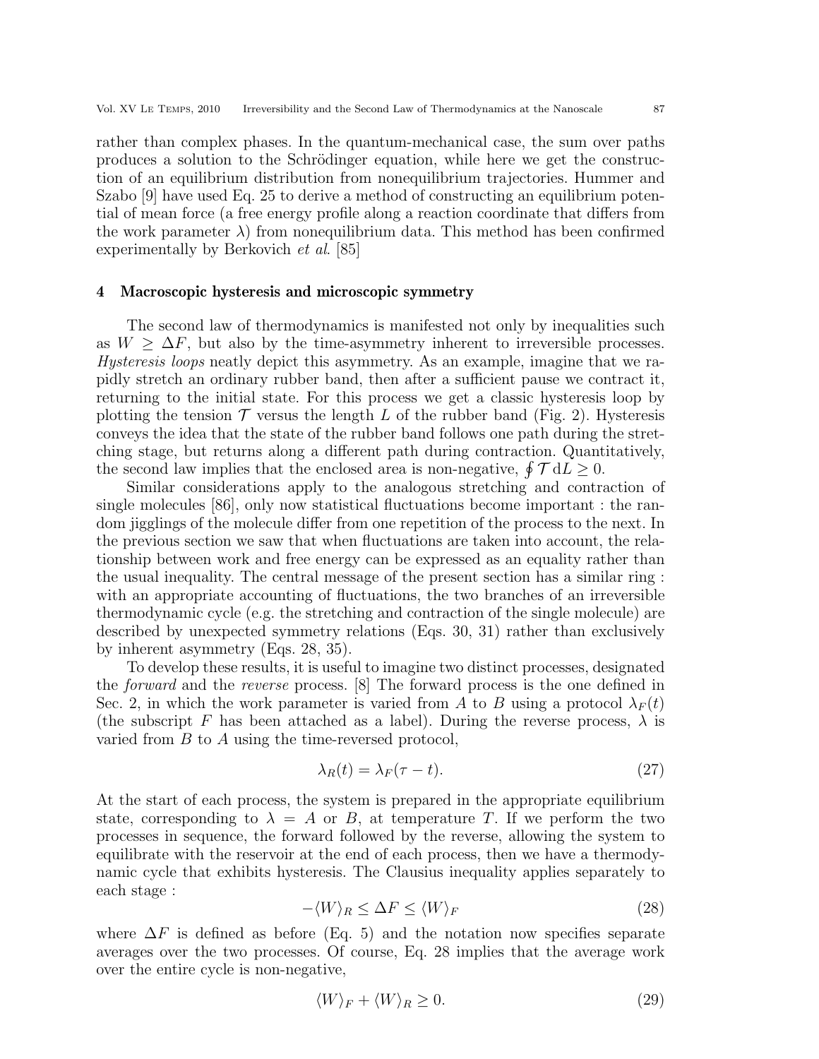rather than complex phases. In the quantum-mechanical case, the sum over paths produces a solution to the Schrödinger equation, while here we get the construction of an equilibrium distribution from nonequilibrium trajectories. Hummer and Szabo [9] have used Eq. 25 to derive a method of constructing an equilibrium potential of mean force (a free energy profile along a reaction coordinate that differs from the work parameter $\lambda$) from nonequilibrium data. This method has been confirmed experimentally by Berkovich *et al*. [85]

## 4 Macroscopic hysteresis and microscopic symmetry

The second law of thermodynamics is manifested not only by inequalities such as $W \geq \Delta F$, but also by the time-asymmetry inherent to irreversible processes. *Hysteresis loops* neatly depict this asymmetry. As an example, imagine that we rapidly stretch an ordinary rubber band, then after a sufficient pause we contract it, returning to the initial state. For this process we get a classic hysteresis loop by plotting the tension $\mathcal{T}$ versus the length $L$ of the rubber band (Fig. 2). Hysteresis conveys the idea that the state of the rubber band follows one path during the stretching stage, but returns along a different path during contraction. Quantitatively, the second law implies that the enclosed area is non-negative, $\oint \mathcal{T}\,\mathrm{d}L \geq 0$.

Similar considerations apply to the analogous stretching and contraction of single molecules [86], only now statistical fluctuations become important : the random jigglings of the molecule differ from one repetition of the process to the next. In the previous section we saw that when fluctuations are taken into account, the relationship between work and free energy can be expressed as an equality rather than the usual inequality. The central message of the present section has a similar ring : with an appropriate accounting of fluctuations, the two branches of an irreversible thermodynamic cycle (e.g. the stretching and contraction of the single molecule) are described by unexpected symmetry relations (Eqs. 30, 31) rather than exclusively by inherent asymmetry (Eqs. 28, 35).

To develop these results, it is useful to imagine two distinct processes, designated the *forward* and the *reverse* process. [8] The forward process is the one defined in Sec. 2, in which the work parameter is varied from $A$ to $B$ using a protocol $\lambda_F(t)$ (the subscript $F$ has been attached as a label). During the reverse process, $\lambda$ is varied from $B$ to $A$ using the time-reversed protocol,

$$\lambda_R(t) = \lambda_F(\tau - t). \tag{27}$$

At the start of each process, the system is prepared in the appropriate equilibrium state, corresponding to $\lambda = A$ or $B$, at temperature $T$. If we perform the two processes in sequence, the forward followed by the reverse, allowing the system to equilibrate with the reservoir at the end of each process, then we have a thermodynamic cycle that exhibits hysteresis. The Clausius inequality applies separately to each stage :

$$-\langle W \rangle_R \leq \Delta F \leq \langle W \rangle_F \tag{28}$$

where $\Delta F$ is defined as before (Eq. 5) and the notation now specifies separate averages over the two processes. Of course, Eq. 28 implies that the average work over the entire cycle is non-negative,

$$\langle W \rangle_F + \langle W \rangle_R \geq 0. \tag{29}$$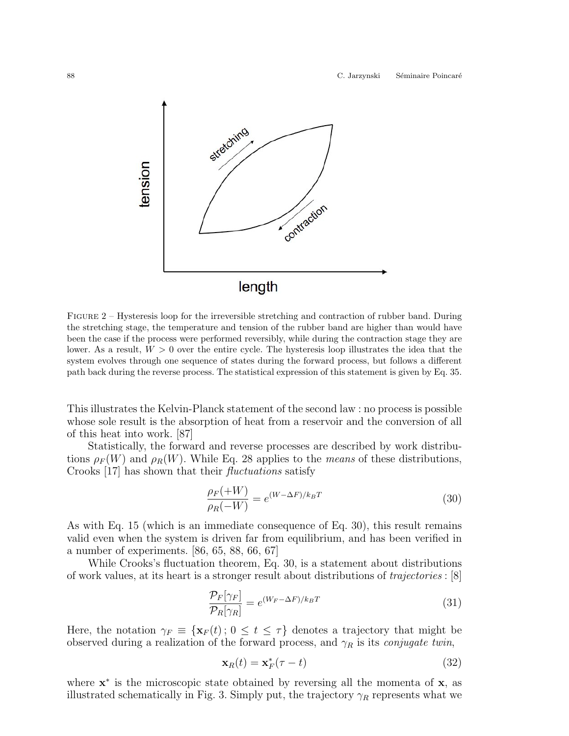FIGURE 2 – Hysteresis loop for the irreversible stretching and contraction of rubber band. During the stretching stage, the temperature and tension of the rubber band are higher than would have been the case if the process were performed reversibly, while during the contraction stage they are lower. As a result, $W > 0$ over the entire cycle. The hysteresis loop illustrates the idea that the system evolves through one sequence of states during the forward process, but follows a different path back during the reverse process. The statistical expression of this statement is given by Eq. 35.

This illustrates the Kelvin-Planck statement of the second law : no process is possible whose sole result is the absorption of heat from a reservoir and the conversion of all of this heat into work. [87]

Statistically, the forward and reverse processes are described by work distributions $\rho_F(W)$ and $\rho_R(W)$. While Eq. 28 applies to the *means* of these distributions, Crooks [17] has shown that their *fluctuations* satisfy

$$\frac{\rho_F(+W)}{\rho_R(-W)} = e^{(W-\Delta F)/k_BT} \tag{30}$$

As with Eq. 15 (which is an immediate consequence of Eq. 30), this result remains valid even when the system is driven far from equilibrium, and has been verified in a number of experiments. [86, 65, 88, 66, 67]

While Crooks's fluctuation theorem, Eq. 30, is a statement about distributions of work values, at its heart is a stronger result about distributions of *trajectories* : [8]

$$\frac{\mathcal{P}_F[\gamma_F]}{\mathcal{P}_R[\gamma_R]} = e^{(W_F-\Delta F)/k_BT} \tag{31}$$

Here, the notation $\gamma_F \equiv \{\mathbf{x}_F(t)\,;\, 0 \leq t \leq \tau\}$ denotes a trajectory that might be observed during a realization of the forward process, and $\gamma_R$ is its *conjugate twin*,

$$\mathbf{x}_R(t) = \mathbf{x}_F^*(\tau - t) \tag{32}$$

where $\mathbf{x}^*$ is the microscopic state obtained by reversing all the momenta of $\mathbf{x}$, as illustrated schematically in Fig. 3. Simply put, the trajectory $\gamma_R$ represents what we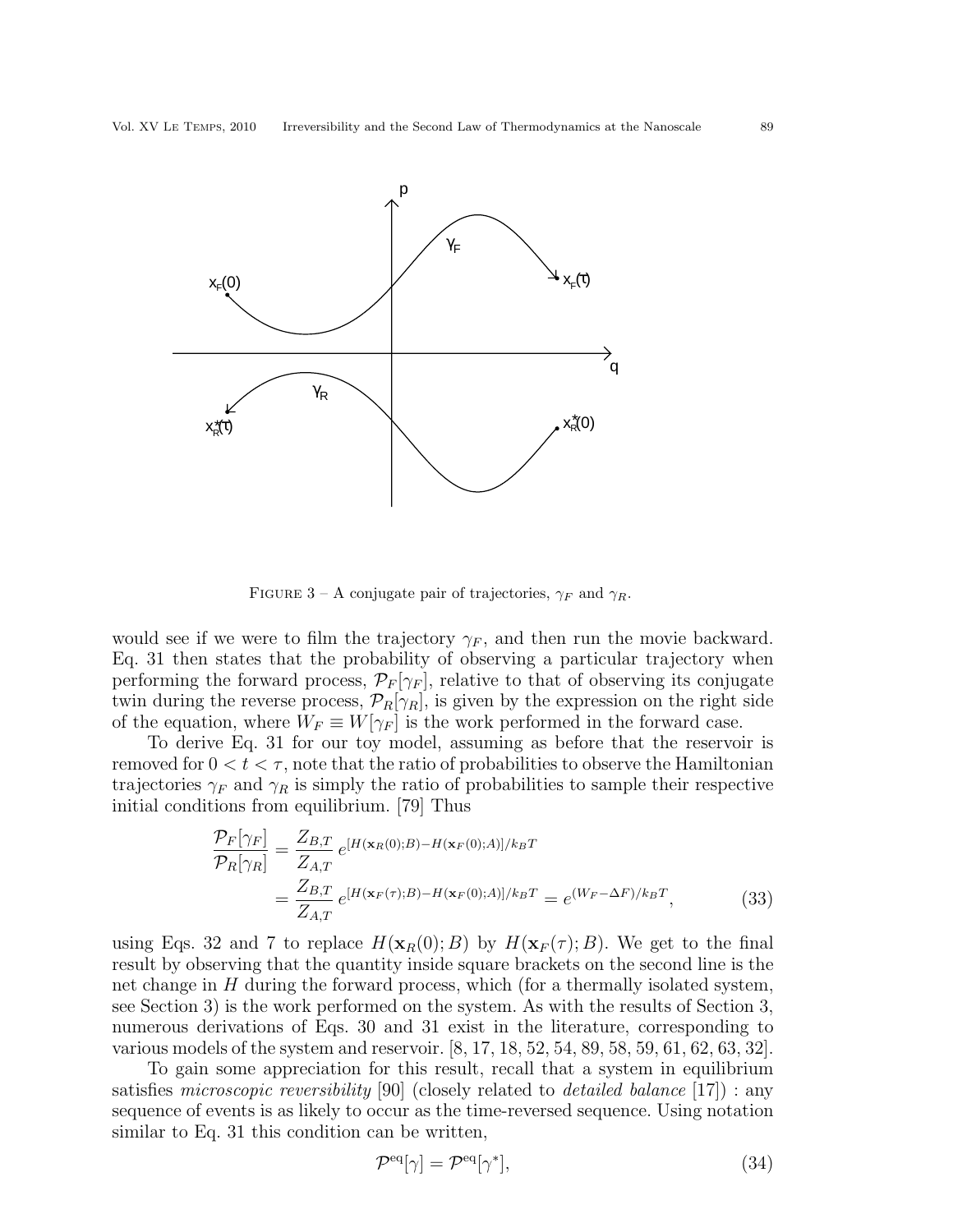FIGURE 3 – A conjugate pair of trajectories, $\gamma_F$ and $\gamma_R$.

would see if we were to film the trajectory $\gamma_F$, and then run the movie backward. Eq. 31 then states that the probability of observing a particular trajectory when performing the forward process, $\mathcal{P}_F[\gamma_F]$, relative to that of observing its conjugate twin during the reverse process, $\mathcal{P}_R[\gamma_R]$, is given by the expression on the right side of the equation, where $W_F \equiv W[\gamma_F]$ is the work performed in the forward case.

To derive Eq. 31 for our toy model, assuming as before that the reservoir is removed for $0 < t < \tau$, note that the ratio of probabilities to observe the Hamiltonian trajectories $\gamma_F$ and $\gamma_R$ is simply the ratio of probabilities to sample their respective initial conditions from equilibrium. [79] Thus

$$
\begin{aligned}
\frac{\mathcal{P}_F[\gamma_F]}{\mathcal{P}_R[\gamma_R]} &= \frac{Z_{B,T}}{Z_{A,T}}\, e^{[H(\mathbf{x}_R(0);B) - H(\mathbf{x}_F(0);A)]/k_BT} \\
&= \frac{Z_{B,T}}{Z_{A,T}}\, e^{[H(\mathbf{x}_F(\tau);B) - H(\mathbf{x}_F(0);A)]/k_BT} = e^{(W_F - \Delta F)/k_BT}, \qquad (33)
\end{aligned}
$$

using Eqs. 32 and 7 to replace $H(\mathbf{x}_R(0);B)$ by $H(\mathbf{x}_F(\tau);B)$. We get to the final result by observing that the quantity inside square brackets on the second line is the net change in $H$ during the forward process, which (for a thermally isolated system, see Section 3) is the work performed on the system. As with the results of Section 3, numerous derivations of Eqs. 30 and 31 exist in the literature, corresponding to various models of the system and reservoir. [8, 17, 18, 52, 54, 89, 58, 59, 61, 62, 63, 32].

To gain some appreciation for this result, recall that a system in equilibrium satisfies *microscopic reversibility* [90] (closely related to *detailed balance* [17]) : any sequence of events is as likely to occur as the time-reversed sequence. Using notation similar to Eq. 31 this condition can be written,

$$
\mathcal{P}^{\mathrm{eq}}[\gamma] = \mathcal{P}^{\mathrm{eq}}[\gamma^*], \qquad (34)
$$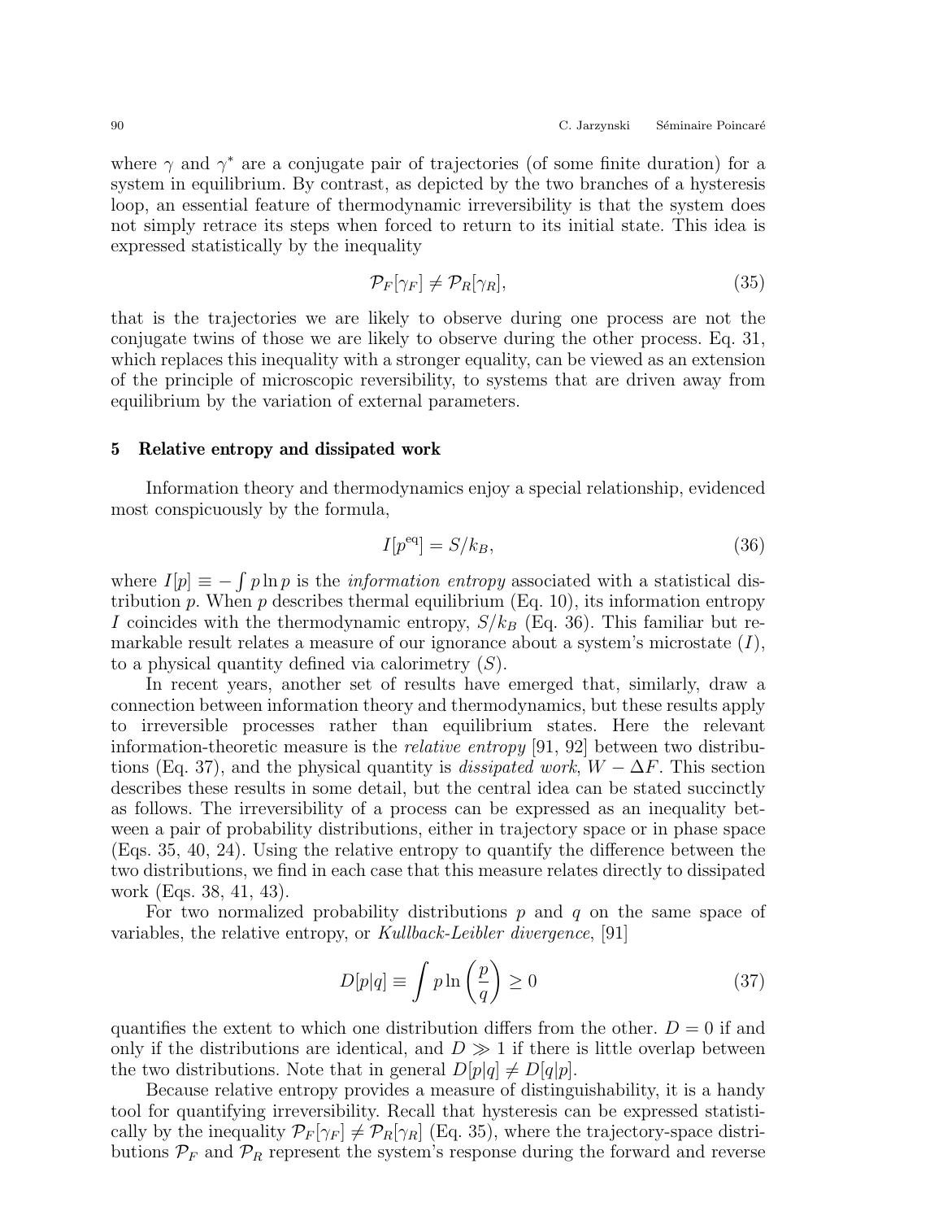where $\gamma$ and $\gamma^*$ are a conjugate pair of trajectories (of some finite duration) for a system in equilibrium. By contrast, as depicted by the two branches of a hysteresis loop, an essential feature of thermodynamic irreversibility is that the system does not simply retrace its steps when forced to return to its initial state. This idea is expressed statistically by the inequality

$$\mathcal{P}_F[\gamma_F] \neq \mathcal{P}_R[\gamma_R], \tag{35}$$

that is the trajectories we are likely to observe during one process are not the conjugate twins of those we are likely to observe during the other process. Eq. 31, which replaces this inequality with a stronger equality, can be viewed as an extension of the principle of microscopic reversibility, to systems that are driven away from equilibrium by the variation of external parameters.

## 5 Relative entropy and dissipated work

Information theory and thermodynamics enjoy a special relationship, evidenced most conspicuously by the formula,

$$I[p^{\mathrm{eq}}] = S/k_B, \tag{36}$$

where $I[p] \equiv -\int p \ln p$ is the *information entropy* associated with a statistical distribution $p$. When $p$ describes thermal equilibrium (Eq. 10), its information entropy $I$ coincides with the thermodynamic entropy, $S/k_B$ (Eq. 36). This familiar but remarkable result relates a measure of our ignorance about a system's microstate ($I$), to a physical quantity defined via calorimetry ($S$).

In recent years, another set of results have emerged that, similarly, draw a connection between information theory and thermodynamics, but these results apply to irreversible processes rather than equilibrium states. Here the relevant information-theoretic measure is the *relative entropy* [91, 92] between two distributions (Eq. 37), and the physical quantity is *dissipated work*, $W - \Delta F$. This section describes these results in some detail, but the central idea can be stated succinctly as follows. The irreversibility of a process can be expressed as an inequality between a pair of probability distributions, either in trajectory space or in phase space (Eqs. 35, 40, 24). Using the relative entropy to quantify the difference between the two distributions, we find in each case that this measure relates directly to dissipated work (Eqs. 38, 41, 43).

For two normalized probability distributions $p$ and $q$ on the same space of variables, the relative entropy, or *Kullback-Leibler divergence*, [91]

$$D[p|q] \equiv \int p \ln\left(\frac{p}{q}\right) \geq 0 \tag{37}$$

quantifies the extent to which one distribution differs from the other. $D = 0$ if and only if the distributions are identical, and $D \gg 1$ if there is little overlap between the two distributions. Note that in general $D[p|q] \neq D[q|p]$.

Because relative entropy provides a measure of distinguishability, it is a handy tool for quantifying irreversibility. Recall that hysteresis can be expressed statistically by the inequality $\mathcal{P}_F[\gamma_F] \neq \mathcal{P}_R[\gamma_R]$ (Eq. 35), where the trajectory-space distributions $\mathcal{P}_F$ and $\mathcal{P}_R$ represent the system's response during the forward and reverse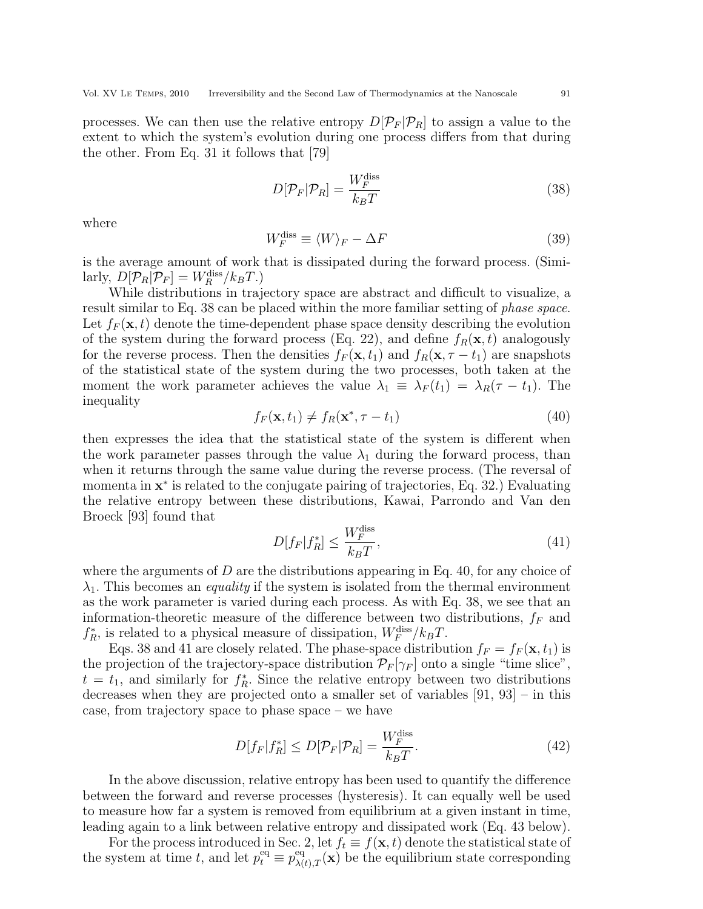processes. We can then use the relative entropy $D[\mathcal{P}_F|\mathcal{P}_R]$ to assign a value to the extent to which the system's evolution during one process differs from that during the other. From Eq. 31 it follows that [79]

$$D[\mathcal{P}_F|\mathcal{P}_R] = \frac{W_F^{\rm diss}}{k_B T} \tag{38}$$

where

$$W_F^{\rm diss} \equiv \langle W \rangle_F - \Delta F \tag{39}$$

is the average amount of work that is dissipated during the forward process. (Similarly, $D[\mathcal{P}_R|\mathcal{P}_F] = W_R^{\rm diss}/k_B T$.)

While distributions in trajectory space are abstract and difficult to visualize, a result similar to Eq. 38 can be placed within the more familiar setting of *phase space*. Let $f_F(\mathbf{x}, t)$ denote the time-dependent phase space density describing the evolution of the system during the forward process (Eq. 22), and define $f_R(\mathbf{x}, t)$ analogously for the reverse process. Then the densities $f_F(\mathbf{x}, t_1)$ and $f_R(\mathbf{x}, \tau - t_1)$ are snapshots of the statistical state of the system during the two processes, both taken at the moment the work parameter achieves the value $\lambda_1 \equiv \lambda_F(t_1) = \lambda_R(\tau - t_1)$. The inequality

$$f_F(\mathbf{x}, t_1) \neq f_R(\mathbf{x}^*, \tau - t_1) \tag{40}$$

then expresses the idea that the statistical state of the system is different when the work parameter passes through the value $\lambda_1$ during the forward process, than when it returns through the same value during the reverse process. (The reversal of momenta in $\mathbf{x}^*$ is related to the conjugate pairing of trajectories, Eq. 32.) Evaluating the relative entropy between these distributions, Kawai, Parrondo and Van den Broeck [93] found that

$$D[f_F|f_R^*] \leq \frac{W_F^{\rm diss}}{k_B T}, \tag{41}$$

where the arguments of $D$ are the distributions appearing in Eq. 40, for any choice of $\lambda_1$. This becomes an *equality* if the system is isolated from the thermal environment as the work parameter is varied during each process. As with Eq. 38, we see that an information-theoretic measure of the difference between two distributions, $f_F$ and $f_R^*$, is related to a physical measure of dissipation, $W_F^{\rm diss}/k_B T$.

Eqs. 38 and 41 are closely related. The phase-space distribution $f_F = f_F(\mathbf{x}, t_1)$ is the projection of the trajectory-space distribution $\mathcal{P}_F[\gamma_F]$ onto a single "time slice", $t = t_1$, and similarly for $f_R^*$. Since the relative entropy between two distributions decreases when they are projected onto a smaller set of variables [91, 93] – in this case, from trajectory space to phase space – we have

$$D[f_F|f_R^*] \leq D[\mathcal{P}_F|\mathcal{P}_R] = \frac{W_F^{\rm diss}}{k_B T}. \tag{42}$$

In the above discussion, relative entropy has been used to quantify the difference between the forward and reverse processes (hysteresis). It can equally well be used to measure how far a system is removed from equilibrium at a given instant in time, leading again to a link between relative entropy and dissipated work (Eq. 43 below).

For the process introduced in Sec. 2, let $f_t \equiv f(\mathbf{x}, t)$ denote the statistical state of the system at time $t$, and let $p_t^{\rm eq} \equiv p_{\lambda(t),T}^{\rm eq}(\mathbf{x})$ be the equilibrium state corresponding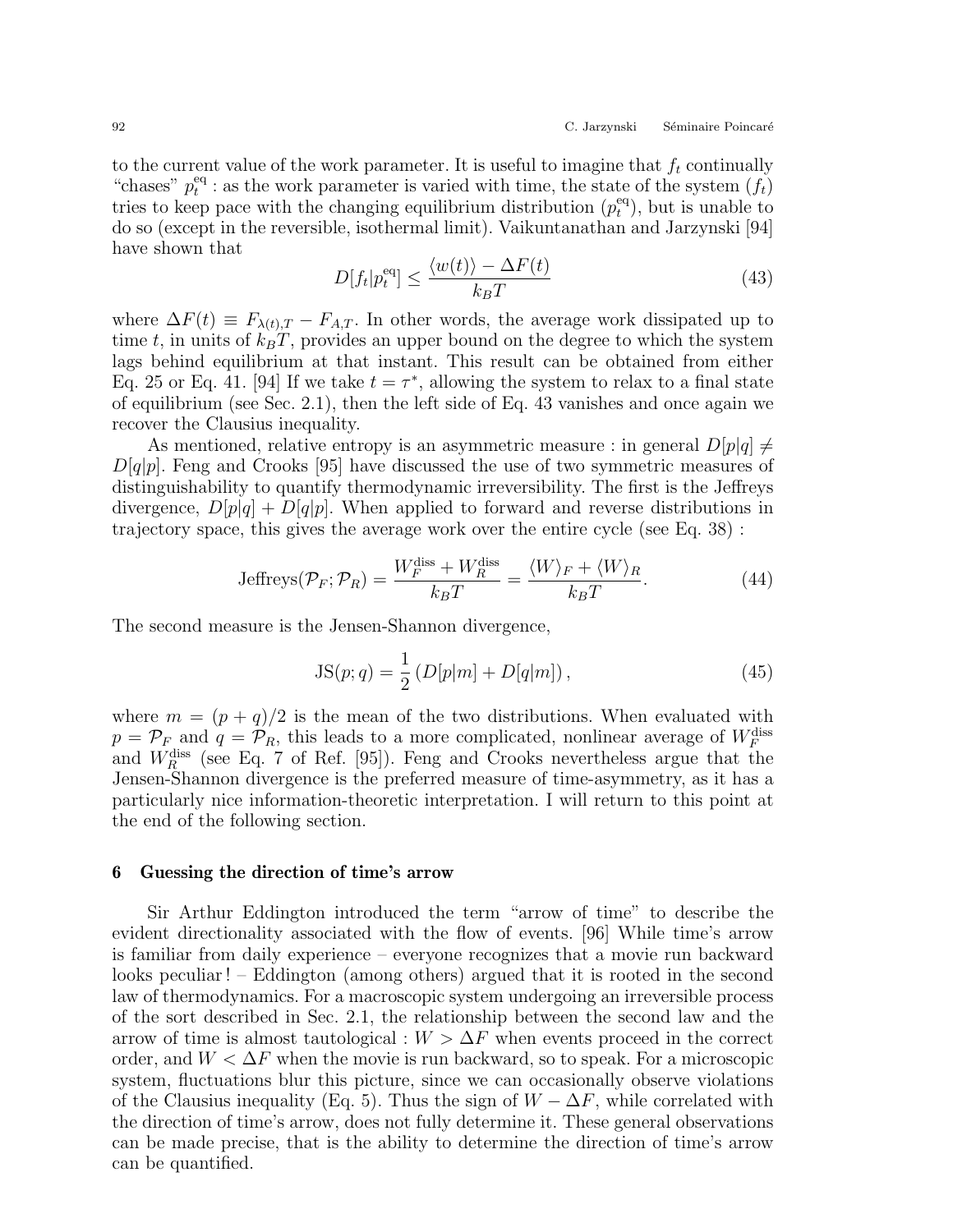to the current value of the work parameter. It is useful to imagine that $f_t$ continually "chases" $p_t^{\rm eq}$ : as the work parameter is varied with time, the state of the system ($f_t$) tries to keep pace with the changing equilibrium distribution ($p_t^{\rm eq}$), but is unable to do so (except in the reversible, isothermal limit). Vaikuntanathan and Jarzynski [94] have shown that

$$D[f_t|p_t^{\rm eq}] \leq \frac{\langle w(t)\rangle - \Delta F(t)}{k_B T} \tag{43}$$

where $\Delta F(t) \equiv F_{\lambda(t),T} - F_{A,T}$. In other words, the average work dissipated up to time $t$, in units of $k_B T$, provides an upper bound on the degree to which the system lags behind equilibrium at that instant. This result can be obtained from either Eq. 25 or Eq. 41. [94] If we take $t = \tau^*$, allowing the system to relax to a final state of equilibrium (see Sec. 2.1), then the left side of Eq. 43 vanishes and once again we recover the Clausius inequality.

As mentioned, relative entropy is an asymmetric measure : in general $D[p|q] \neq D[q|p]$. Feng and Crooks [95] have discussed the use of two symmetric measures of distinguishability to quantify thermodynamic irreversibility. The first is the Jeffreys divergence, $D[p|q] + D[q|p]$. When applied to forward and reverse distributions in trajectory space, this gives the average work over the entire cycle (see Eq. 38) :

$$\text{Jeffreys}(\mathcal{P}_F;\mathcal{P}_R) = \frac{W_F^{\rm diss} + W_R^{\rm diss}}{k_B T} = \frac{\langle W\rangle_F + \langle W\rangle_R}{k_B T}. \tag{44}$$

The second measure is the Jensen-Shannon divergence,

$$\text{JS}(p;q) = \frac{1}{2}\left(D[p|m] + D[q|m]\right), \tag{45}$$

where $m = (p+q)/2$ is the mean of the two distributions. When evaluated with $p = \mathcal{P}_F$ and $q = \mathcal{P}_R$, this leads to a more complicated, nonlinear average of $W_F^{\rm diss}$ and $W_R^{\rm diss}$ (see Eq. 7 of Ref. [95]). Feng and Crooks nevertheless argue that the Jensen-Shannon divergence is the preferred measure of time-asymmetry, as it has a particularly nice information-theoretic interpretation. I will return to this point at the end of the following section.

## 6 Guessing the direction of time's arrow

Sir Arthur Eddington introduced the term "arrow of time" to describe the evident directionality associated with the flow of events. [96] While time's arrow is familiar from daily experience – everyone recognizes that a movie run backward looks peculiar ! – Eddington (among others) argued that it is rooted in the second law of thermodynamics. For a macroscopic system undergoing an irreversible process of the sort described in Sec. 2.1, the relationship between the second law and the arrow of time is almost tautological : $W > \Delta F$ when events proceed in the correct order, and $W < \Delta F$ when the movie is run backward, so to speak. For a microscopic system, fluctuations blur this picture, since we can occasionally observe violations of the Clausius inequality (Eq. 5). Thus the sign of $W - \Delta F$, while correlated with the direction of time's arrow, does not fully determine it. These general observations can be made precise, that is the ability to determine the direction of time's arrow can be quantified.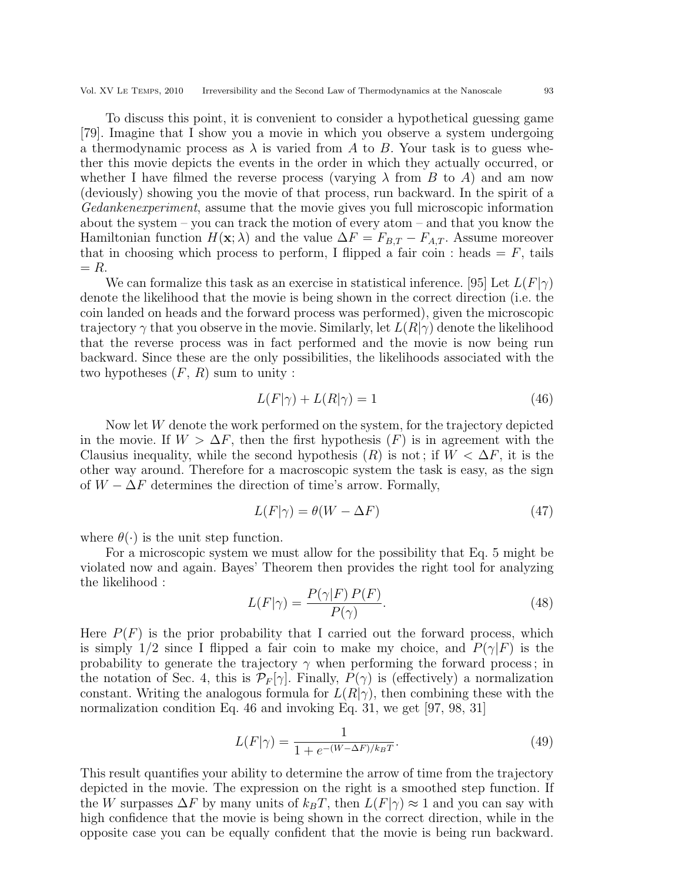To discuss this point, it is convenient to consider a hypothetical guessing game [79]. Imagine that I show you a movie in which you observe a system undergoing a thermodynamic process as $\lambda$ is varied from $A$ to $B$. Your task is to guess whether this movie depicts the events in the order in which they actually occurred, or whether I have filmed the reverse process (varying $\lambda$ from $B$ to $A$) and am now (deviously) showing you the movie of that process, run backward. In the spirit of a *Gedankenexperiment*, assume that the movie gives you full microscopic information about the system – you can track the motion of every atom – and that you know the Hamiltonian function $H(\mathbf{x};\lambda)$ and the value $\Delta F = F_{B,T} - F_{A,T}$. Assume moreover that in choosing which process to perform, I flipped a fair coin : heads = $F$, tails = $R$.

We can formalize this task as an exercise in statistical inference. [95] Let $L(F|\gamma)$ denote the likelihood that the movie is being shown in the correct direction (i.e. the coin landed on heads and the forward process was performed), given the microscopic trajectory $\gamma$ that you observe in the movie. Similarly, let $L(R|\gamma)$ denote the likelihood that the reverse process was in fact performed and the movie is now being run backward. Since these are the only possibilities, the likelihoods associated with the two hypotheses ($F$, $R$) sum to unity :

$$L(F|\gamma) + L(R|\gamma) = 1 \tag{46}$$

Now let $W$ denote the work performed on the system, for the trajectory depicted in the movie. If $W > \Delta F$, then the first hypothesis ($F$) is in agreement with the Clausius inequality, while the second hypothesis ($R$) is not ; if $W < \Delta F$, it is the other way around. Therefore for a macroscopic system the task is easy, as the sign of $W - \Delta F$ determines the direction of time's arrow. Formally,

$$L(F|\gamma) = \theta(W - \Delta F) \tag{47}$$

where $\theta(\cdot)$ is the unit step function.

For a microscopic system we must allow for the possibility that Eq. 5 might be violated now and again. Bayes' Theorem then provides the right tool for analyzing the likelihood :

$$L(F|\gamma) = \frac{P(\gamma|F)\,P(F)}{P(\gamma)}. \tag{48}$$

Here $P(F)$ is the prior probability that I carried out the forward process, which is simply 1/2 since I flipped a fair coin to make my choice, and $P(\gamma|F)$ is the probability to generate the trajectory $\gamma$ when performing the forward process ; in the notation of Sec. 4, this is $\mathcal{P}_F[\gamma]$. Finally, $P(\gamma)$ is (effectively) a normalization constant. Writing the analogous formula for $L(R|\gamma)$, then combining these with the normalization condition Eq. 46 and invoking Eq. 31, we get [97, 98, 31]

$$L(F|\gamma) = \frac{1}{1 + e^{-(W-\Delta F)/k_BT}}. \tag{49}$$

This result quantifies your ability to determine the arrow of time from the trajectory depicted in the movie. The expression on the right is a smoothed step function. If the $W$ surpasses $\Delta F$ by many units of $k_BT$, then $L(F|\gamma) \approx 1$ and you can say with high confidence that the movie is being shown in the correct direction, while in the opposite case you can be equally confident that the movie is being run backward.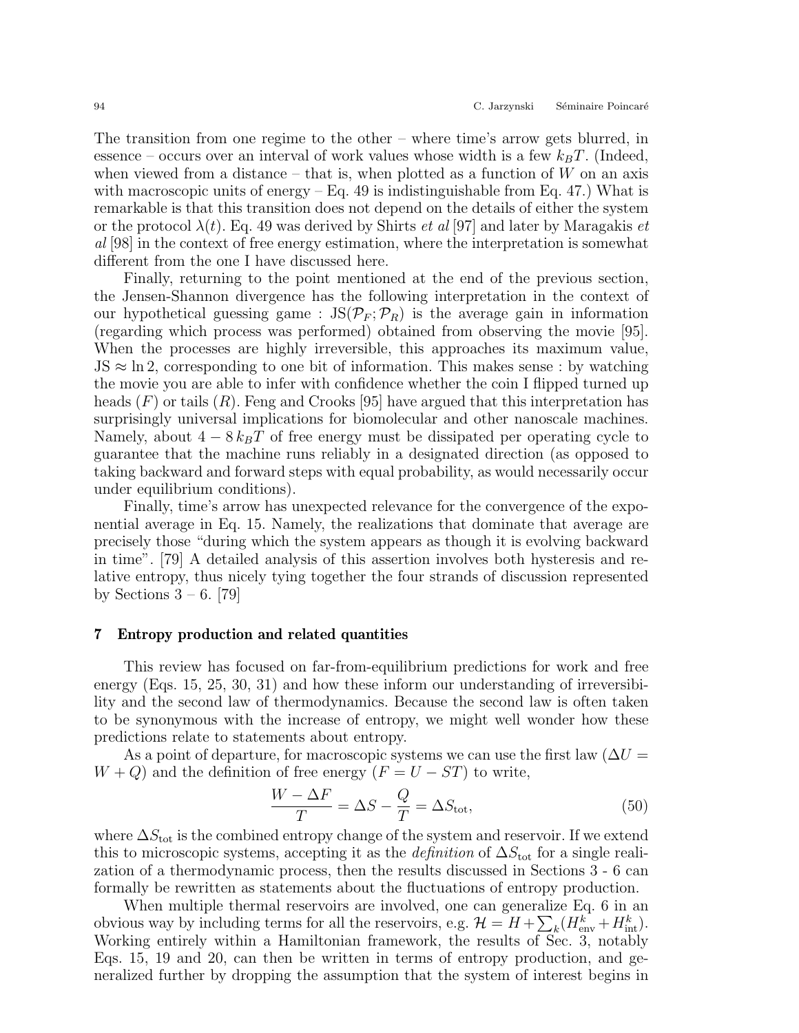The transition from one regime to the other – where time's arrow gets blurred, in essence – occurs over an interval of work values whose width is a few $k_BT$. (Indeed, when viewed from a distance – that is, when plotted as a function of $W$ on an axis with macroscopic units of energy – Eq. 49 is indistinguishable from Eq. 47.) What is remarkable is that this transition does not depend on the details of either the system or the protocol $\lambda(t)$. Eq. 49 was derived by Shirts *et al* [97] and later by Maragakis *et al* [98] in the context of free energy estimation, where the interpretation is somewhat different from the one I have discussed here.

Finally, returning to the point mentioned at the end of the previous section, the Jensen-Shannon divergence has the following interpretation in the context of our hypothetical guessing game : $\mathrm{JS}(\mathcal{P}_F;\mathcal{P}_R)$ is the average gain in information (regarding which process was performed) obtained from observing the movie [95]. When the processes are highly irreversible, this approaches its maximum value, $\mathrm{JS} \approx \ln 2$, corresponding to one bit of information. This makes sense : by watching the movie you are able to infer with confidence whether the coin I flipped turned up heads ($F$) or tails ($R$). Feng and Crooks [95] have argued that this interpretation has surprisingly universal implications for biomolecular and other nanoscale machines. Namely, about $4-8\,k_BT$ of free energy must be dissipated per operating cycle to guarantee that the machine runs reliably in a designated direction (as opposed to taking backward and forward steps with equal probability, as would necessarily occur under equilibrium conditions).

Finally, time's arrow has unexpected relevance for the convergence of the exponential average in Eq. 15. Namely, the realizations that dominate that average are precisely those "during which the system appears as though it is evolving backward in time". [79] A detailed analysis of this assertion involves both hysteresis and relative entropy, thus nicely tying together the four strands of discussion represented by Sections 3 – 6. [79]

## 7 Entropy production and related quantities

This review has focused on far-from-equilibrium predictions for work and free energy (Eqs. 15, 25, 30, 31) and how these inform our understanding of irreversibility and the second law of thermodynamics. Because the second law is often taken to be synonymous with the increase of entropy, we might well wonder how these predictions relate to statements about entropy.

As a point of departure, for macroscopic systems we can use the first law ($\Delta U = W + Q$) and the definition of free energy ($F = U - ST$) to write,

$$\frac{W-\Delta F}{T} = \Delta S - \frac{Q}{T} = \Delta S_{\mathrm{tot}}, \tag{50}$$

where $\Delta S_{\mathrm{tot}}$ is the combined entropy change of the system and reservoir. If we extend this to microscopic systems, accepting it as the *definition* of $\Delta S_{\mathrm{tot}}$ for a single realization of a thermodynamic process, then the results discussed in Sections 3 - 6 can formally be rewritten as statements about the fluctuations of entropy production.

When multiple thermal reservoirs are involved, one can generalize Eq. 6 in an obvious way by including terms for all the reservoirs, e.g. $\mathcal{H} = H + \sum_k (H^k_{\mathrm{env}} + H^k_{\mathrm{int}})$. Working entirely within a Hamiltonian framework, the results of Sec. 3, notably Eqs. 15, 19 and 20, can then be written in terms of entropy production, and generalized further by dropping the assumption that the system of interest begins in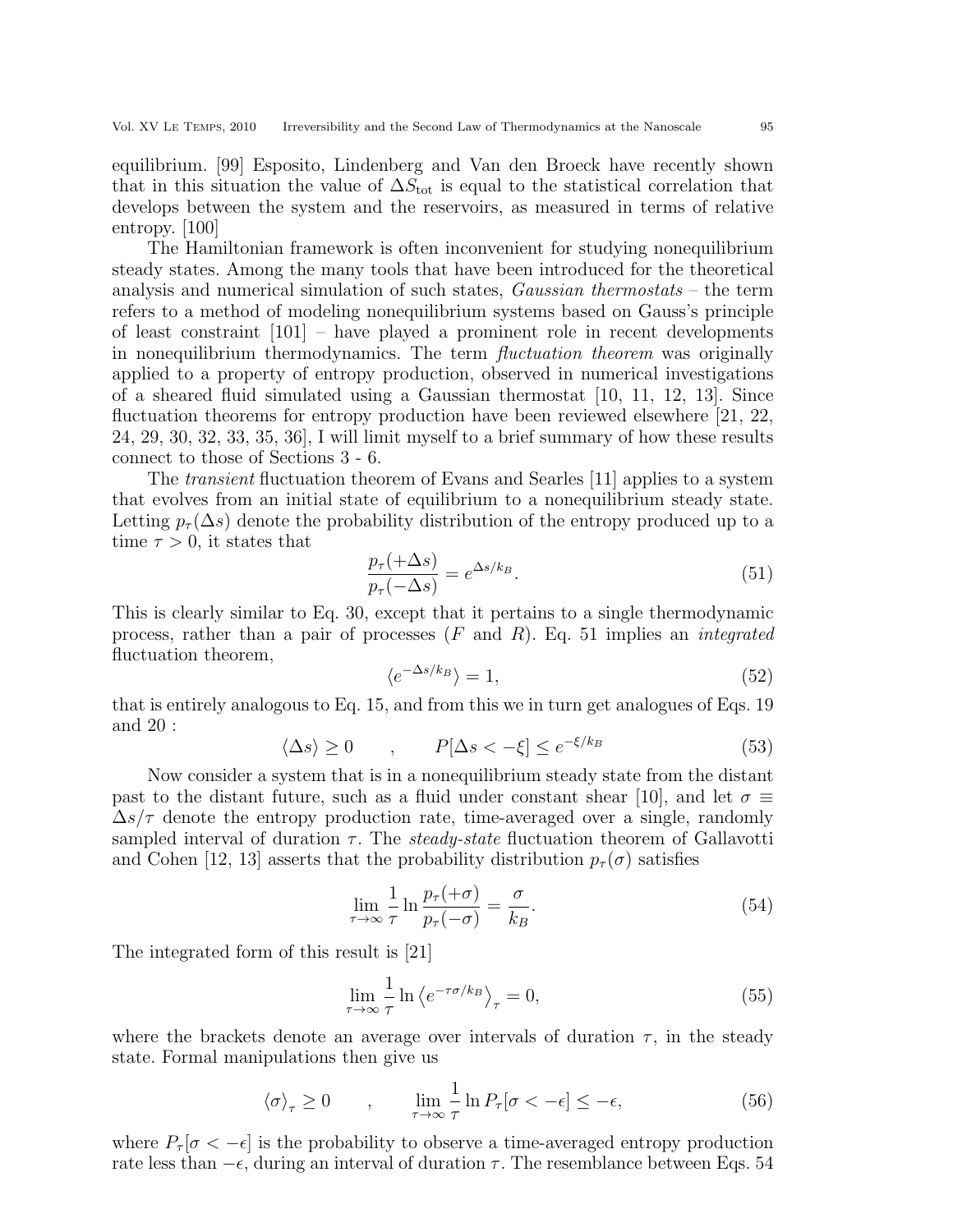equilibrium. [99] Esposito, Lindenberg and Van den Broeck have recently shown that in this situation the value of $\Delta S_{\rm tot}$ is equal to the statistical correlation that develops between the system and the reservoirs, as measured in terms of relative entropy. [100]

The Hamiltonian framework is often inconvenient for studying nonequilibrium steady states. Among the many tools that have been introduced for the theoretical analysis and numerical simulation of such states, *Gaussian thermostats* – the term refers to a method of modeling nonequilibrium systems based on Gauss's principle of least constraint [101] – have played a prominent role in recent developments in nonequilibrium thermodynamics. The term *fluctuation theorem* was originally applied to a property of entropy production, observed in numerical investigations of a sheared fluid simulated using a Gaussian thermostat [10, 11, 12, 13]. Since fluctuation theorems for entropy production have been reviewed elsewhere [21, 22, 24, 29, 30, 32, 33, 35, 36], I will limit myself to a brief summary of how these results connect to those of Sections 3 - 6.

The *transient* fluctuation theorem of Evans and Searles [11] applies to a system that evolves from an initial state of equilibrium to a nonequilibrium steady state. Letting $p_\tau(\Delta s)$ denote the probability distribution of the entropy produced up to a time $\tau > 0$, it states that

$$\frac{p_\tau(+\Delta s)}{p_\tau(-\Delta s)} = e^{\Delta s/k_B}. \tag{51}$$

This is clearly similar to Eq. 30, except that it pertains to a single thermodynamic process, rather than a pair of processes ($F$ and $R$). Eq. 51 implies an *integrated* fluctuation theorem,

$$\langle e^{-\Delta s/k_B} \rangle = 1, \tag{52}$$

that is entirely analogous to Eq. 15, and from this we in turn get analogues of Eqs. 19 and 20 :

$$\langle \Delta s \rangle \geq 0 \qquad , \qquad P[\Delta s < -\xi] \leq e^{-\xi/k_B} \tag{53}$$

Now consider a system that is in a nonequilibrium steady state from the distant past to the distant future, such as a fluid under constant shear [10], and let $\sigma \equiv \Delta s/\tau$ denote the entropy production rate, time-averaged over a single, randomly sampled interval of duration $\tau$. The *steady-state* fluctuation theorem of Gallavotti and Cohen [12, 13] asserts that the probability distribution $p_\tau(\sigma)$ satisfies

$$\lim_{\tau\to\infty} \frac{1}{\tau} \ln \frac{p_\tau(+\sigma)}{p_\tau(-\sigma)} = \frac{\sigma}{k_B}. \tag{54}$$

The integrated form of this result is [21]

$$\lim_{\tau\to\infty} \frac{1}{\tau} \ln \left\langle e^{-\tau\sigma/k_B} \right\rangle_\tau = 0, \tag{55}$$

where the brackets denote an average over intervals of duration $\tau$, in the steady state. Formal manipulations then give us

$$\langle \sigma \rangle_\tau \geq 0 \qquad , \qquad \lim_{\tau\to\infty} \frac{1}{\tau} \ln P_\tau[\sigma < -\epsilon] \leq -\epsilon, \tag{56}$$

where $P_\tau[\sigma < -\epsilon]$ is the probability to observe a time-averaged entropy production rate less than $-\epsilon$, during an interval of duration $\tau$. The resemblance between Eqs. 54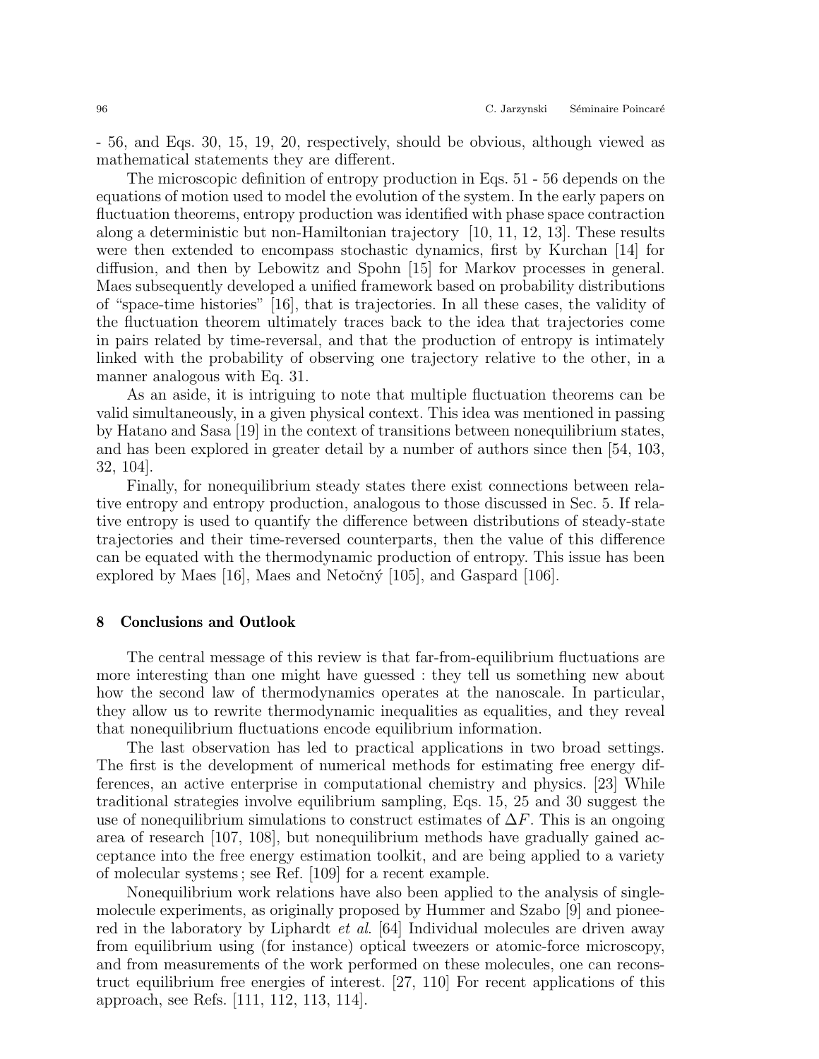- 56, and Eqs. 30, 15, 19, 20, respectively, should be obvious, although viewed as mathematical statements they are different.

The microscopic definition of entropy production in Eqs. 51 - 56 depends on the equations of motion used to model the evolution of the system. In the early papers on fluctuation theorems, entropy production was identified with phase space contraction along a deterministic but non-Hamiltonian trajectory [10, 11, 12, 13]. These results were then extended to encompass stochastic dynamics, first by Kurchan [14] for diffusion, and then by Lebowitz and Spohn [15] for Markov processes in general. Maes subsequently developed a unified framework based on probability distributions of "space-time histories" [16], that is trajectories. In all these cases, the validity of the fluctuation theorem ultimately traces back to the idea that trajectories come in pairs related by time-reversal, and that the production of entropy is intimately linked with the probability of observing one trajectory relative to the other, in a manner analogous with Eq. 31.

As an aside, it is intriguing to note that multiple fluctuation theorems can be valid simultaneously, in a given physical context. This idea was mentioned in passing by Hatano and Sasa [19] in the context of transitions between nonequilibrium states, and has been explored in greater detail by a number of authors since then [54, 103, 32, 104].

Finally, for nonequilibrium steady states there exist connections between relative entropy and entropy production, analogous to those discussed in Sec. 5. If relative entropy is used to quantify the difference between distributions of steady-state trajectories and their time-reversed counterparts, then the value of this difference can be equated with the thermodynamic production of entropy. This issue has been explored by Maes [16], Maes and Netočný [105], and Gaspard [106].

## 8 Conclusions and Outlook

The central message of this review is that far-from-equilibrium fluctuations are more interesting than one might have guessed : they tell us something new about how the second law of thermodynamics operates at the nanoscale. In particular, they allow us to rewrite thermodynamic inequalities as equalities, and they reveal that nonequilibrium fluctuations encode equilibrium information.

The last observation has led to practical applications in two broad settings. The first is the development of numerical methods for estimating free energy differences, an active enterprise in computational chemistry and physics. [23] While traditional strategies involve equilibrium sampling, Eqs. 15, 25 and 30 suggest the use of nonequilibrium simulations to construct estimates of $\Delta F$. This is an ongoing area of research [107, 108], but nonequilibrium methods have gradually gained acceptance into the free energy estimation toolkit, and are being applied to a variety of molecular systems ; see Ref. [109] for a recent example.

Nonequilibrium work relations have also been applied to the analysis of single-molecule experiments, as originally proposed by Hummer and Szabo [9] and pioneered in the laboratory by Liphardt *et al*. [64] Individual molecules are driven away from equilibrium using (for instance) optical tweezers or atomic-force microscopy, and from measurements of the work performed on these molecules, one can reconstruct equilibrium free energies of interest. [27, 110] For recent applications of this approach, see Refs. [111, 112, 113, 114].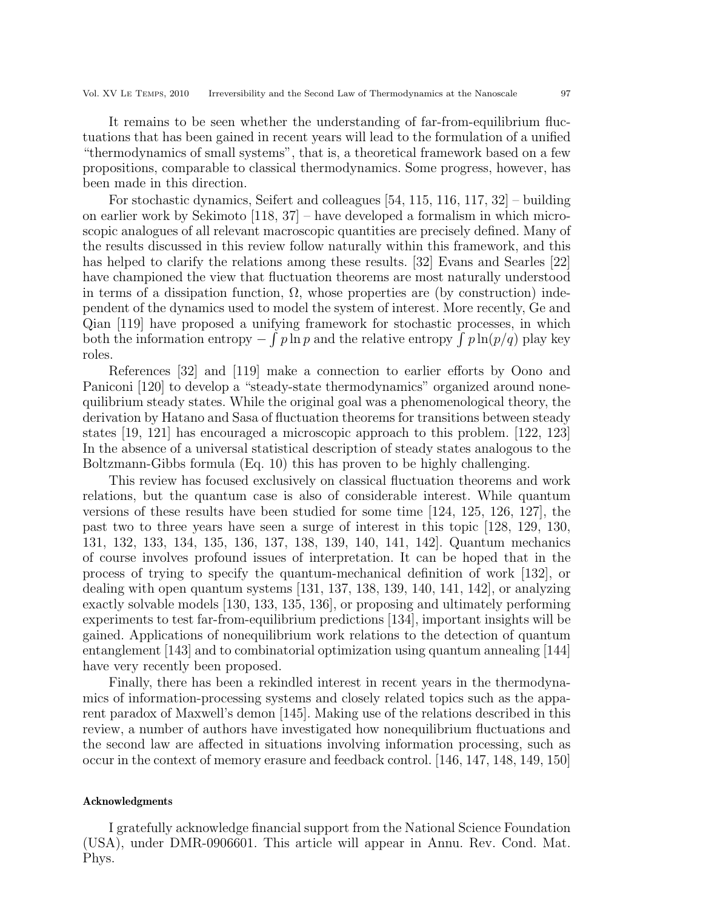It remains to be seen whether the understanding of far-from-equilibrium fluctuations that has been gained in recent years will lead to the formulation of a unified "thermodynamics of small systems", that is, a theoretical framework based on a few propositions, comparable to classical thermodynamics. Some progress, however, has been made in this direction.

For stochastic dynamics, Seifert and colleagues [54, 115, 116, 117, 32] – building on earlier work by Sekimoto [118, 37] – have developed a formalism in which microscopic analogues of all relevant macroscopic quantities are precisely defined. Many of the results discussed in this review follow naturally within this framework, and this has helped to clarify the relations among these results. [32] Evans and Searles [22] have championed the view that fluctuation theorems are most naturally understood in terms of a dissipation function, $\Omega$, whose properties are (by construction) independent of the dynamics used to model the system of interest. More recently, Ge and Qian [119] have proposed a unifying framework for stochastic processes, in which both the information entropy $-\int p \ln p$ and the relative entropy $\int p \ln(p/q)$ play key roles.

References [32] and [119] make a connection to earlier efforts by Oono and Paniconi [120] to develop a "steady-state thermodynamics" organized around nonequilibrium steady states. While the original goal was a phenomenological theory, the derivation by Hatano and Sasa of fluctuation theorems for transitions between steady states [19, 121] has encouraged a microscopic approach to this problem. [122, 123] In the absence of a universal statistical description of steady states analogous to the Boltzmann-Gibbs formula (Eq. 10) this has proven to be highly challenging.

This review has focused exclusively on classical fluctuation theorems and work relations, but the quantum case is also of considerable interest. While quantum versions of these results have been studied for some time [124, 125, 126, 127], the past two to three years have seen a surge of interest in this topic [128, 129, 130, 131, 132, 133, 134, 135, 136, 137, 138, 139, 140, 141, 142]. Quantum mechanics of course involves profound issues of interpretation. It can be hoped that in the process of trying to specify the quantum-mechanical definition of work [132], or dealing with open quantum systems [131, 137, 138, 139, 140, 141, 142], or analyzing exactly solvable models [130, 133, 135, 136], or proposing and ultimately performing experiments to test far-from-equilibrium predictions [134], important insights will be gained. Applications of nonequilibrium work relations to the detection of quantum entanglement [143] and to combinatorial optimization using quantum annealing [144] have very recently been proposed.

Finally, there has been a rekindled interest in recent years in the thermodynamics of information-processing systems and closely related topics such as the apparent paradox of Maxwell's demon [145]. Making use of the relations described in this review, a number of authors have investigated how nonequilibrium fluctuations and the second law are affected in situations involving information processing, such as occur in the context of memory erasure and feedback control. [146, 147, 148, 149, 150]

#### Acknowledgments

I gratefully acknowledge financial support from the National Science Foundation (USA), under DMR-0906601. This article will appear in Annu. Rev. Cond. Mat. Phys.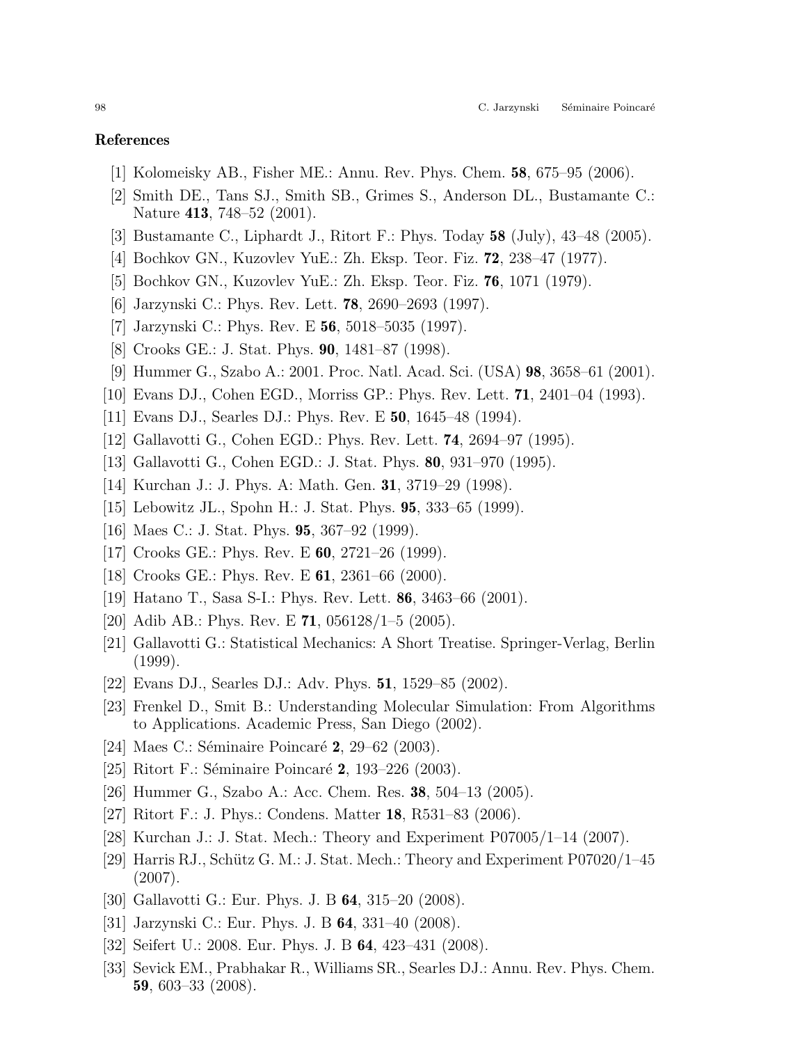## References

[1] Kolomeisky AB., Fisher ME.: Annu. Rev. Phys. Chem. **58**, 675–95 (2006).

[2] Smith DE., Tans SJ., Smith SB., Grimes S., Anderson DL., Bustamante C.: Nature **413**, 748–52 (2001).

[3] Bustamante C., Liphardt J., Ritort F.: Phys. Today **58** (July), 43–48 (2005).

[4] Bochkov GN., Kuzovlev YuE.: Zh. Eksp. Teor. Fiz. **72**, 238–47 (1977).

[5] Bochkov GN., Kuzovlev YuE.: Zh. Eksp. Teor. Fiz. **76**, 1071 (1979).

[6] Jarzynski C.: Phys. Rev. Lett. **78**, 2690–2693 (1997).

[7] Jarzynski C.: Phys. Rev. E **56**, 5018–5035 (1997).

[8] Crooks GE.: J. Stat. Phys. **90**, 1481–87 (1998).

[9] Hummer G., Szabo A.: 2001. Proc. Natl. Acad. Sci. (USA) **98**, 3658–61 (2001).

[10] Evans DJ., Cohen EGD., Morriss GP.: Phys. Rev. Lett. **71**, 2401–04 (1993).

[11] Evans DJ., Searles DJ.: Phys. Rev. E **50**, 1645–48 (1994).

[12] Gallavotti G., Cohen EGD.: Phys. Rev. Lett. **74**, 2694–97 (1995).

[13] Gallavotti G., Cohen EGD.: J. Stat. Phys. **80**, 931–970 (1995).

[14] Kurchan J.: J. Phys. A: Math. Gen. **31**, 3719–29 (1998).

[15] Lebowitz JL., Spohn H.: J. Stat. Phys. **95**, 333–65 (1999).

[16] Maes C.: J. Stat. Phys. **95**, 367–92 (1999).

[17] Crooks GE.: Phys. Rev. E **60**, 2721–26 (1999).

[18] Crooks GE.: Phys. Rev. E **61**, 2361–66 (2000).

[19] Hatano T., Sasa S-I.: Phys. Rev. Lett. **86**, 3463–66 (2001).

[20] Adib AB.: Phys. Rev. E **71**, 056128/1–5 (2005).

[21] Gallavotti G.: Statistical Mechanics: A Short Treatise. Springer-Verlag, Berlin (1999).

[22] Evans DJ., Searles DJ.: Adv. Phys. **51**, 1529–85 (2002).

[23] Frenkel D., Smit B.: Understanding Molecular Simulation: From Algorithms to Applications. Academic Press, San Diego (2002).

[24] Maes C.: Séminaire Poincaré **2**, 29–62 (2003).

[25] Ritort F.: Séminaire Poincaré **2**, 193–226 (2003).

[26] Hummer G., Szabo A.: Acc. Chem. Res. **38**, 504–13 (2005).

[27] Ritort F.: J. Phys.: Condens. Matter **18**, R531–83 (2006).

[28] Kurchan J.: J. Stat. Mech.: Theory and Experiment P07005/1–14 (2007).

[29] Harris RJ., Schütz G. M.: J. Stat. Mech.: Theory and Experiment P07020/1–45 (2007).

[30] Gallavotti G.: Eur. Phys. J. B **64**, 315–20 (2008).

[31] Jarzynski C.: Eur. Phys. J. B **64**, 331–40 (2008).

[32] Seifert U.: 2008. Eur. Phys. J. B **64**, 423–431 (2008).

[33] Sevick EM., Prabhakar R., Williams SR., Searles DJ.: Annu. Rev. Phys. Chem. **59**, 603–33 (2008).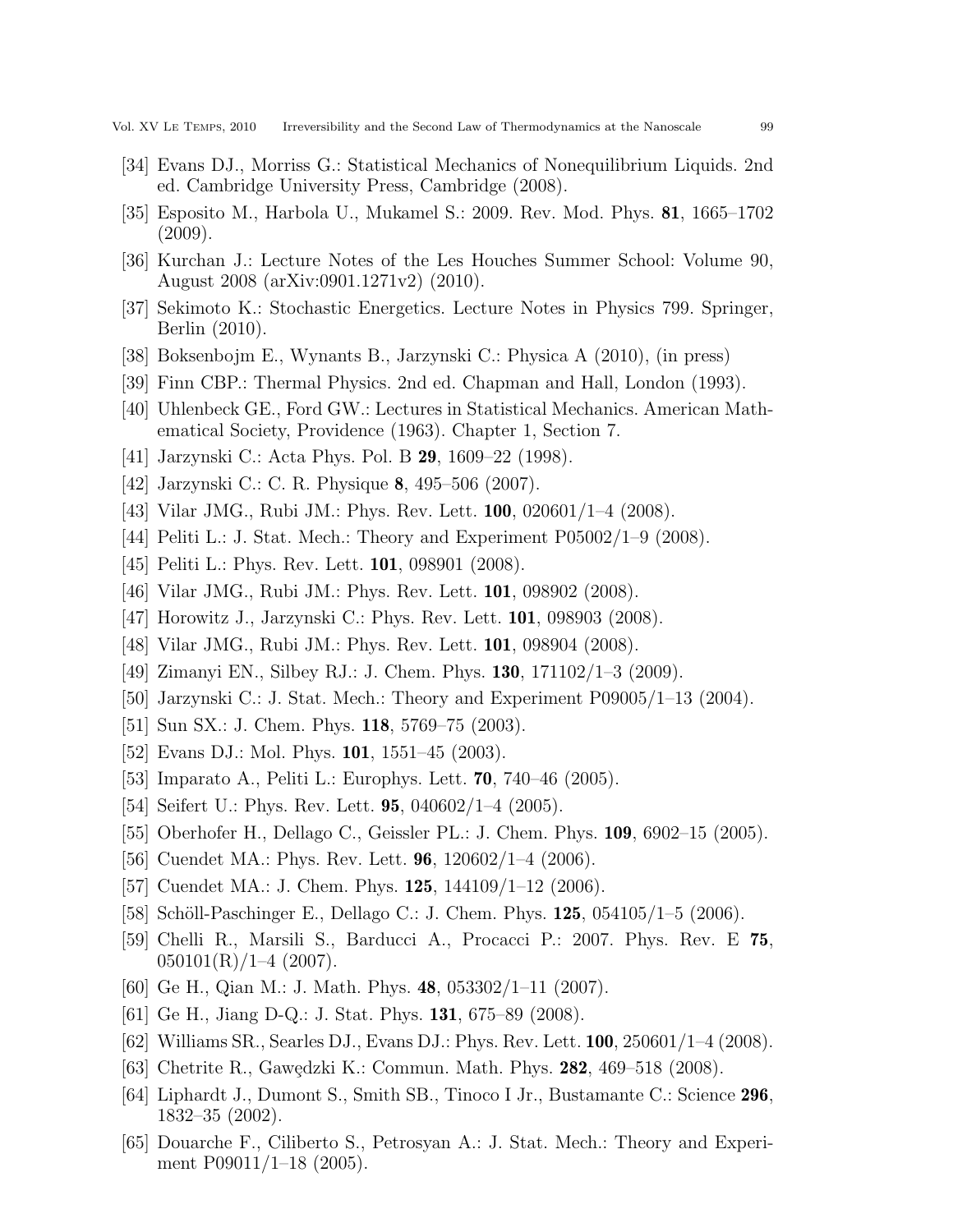[34] Evans DJ., Morriss G.: Statistical Mechanics of Nonequilibrium Liquids. 2nd ed. Cambridge University Press, Cambridge (2008).

[35] Esposito M., Harbola U., Mukamel S.: 2009. Rev. Mod. Phys. **81**, 1665–1702 (2009).

[36] Kurchan J.: Lecture Notes of the Les Houches Summer School: Volume 90, August 2008 (arXiv:0901.1271v2) (2010).

[37] Sekimoto K.: Stochastic Energetics. Lecture Notes in Physics 799. Springer, Berlin (2010).

[38] Boksenbojm E., Wynants B., Jarzynski C.: Physica A (2010), (in press)

[39] Finn CBP.: Thermal Physics. 2nd ed. Chapman and Hall, London (1993).

[40] Uhlenbeck GE., Ford GW.: Lectures in Statistical Mechanics. American Mathematical Society, Providence (1963). Chapter 1, Section 7.

[41] Jarzynski C.: Acta Phys. Pol. B **29**, 1609–22 (1998).

[42] Jarzynski C.: C. R. Physique **8**, 495–506 (2007).

[43] Vilar JMG., Rubi JM.: Phys. Rev. Lett. **100**, 020601/1–4 (2008).

[44] Peliti L.: J. Stat. Mech.: Theory and Experiment P05002/1–9 (2008).

[45] Peliti L.: Phys. Rev. Lett. **101**, 098901 (2008).

[46] Vilar JMG., Rubi JM.: Phys. Rev. Lett. **101**, 098902 (2008).

[47] Horowitz J., Jarzynski C.: Phys. Rev. Lett. **101**, 098903 (2008).

[48] Vilar JMG., Rubi JM.: Phys. Rev. Lett. **101**, 098904 (2008).

[49] Zimanyi EN., Silbey RJ.: J. Chem. Phys. **130**, 171102/1–3 (2009).

[50] Jarzynski C.: J. Stat. Mech.: Theory and Experiment P09005/1–13 (2004).

[51] Sun SX.: J. Chem. Phys. **118**, 5769–75 (2003).

[52] Evans DJ.: Mol. Phys. **101**, 1551–45 (2003).

[53] Imparato A., Peliti L.: Europhys. Lett. **70**, 740–46 (2005).

[54] Seifert U.: Phys. Rev. Lett. **95**, 040602/1–4 (2005).

[55] Oberhofer H., Dellago C., Geissler PL.: J. Chem. Phys. **109**, 6902–15 (2005).

[56] Cuendet MA.: Phys. Rev. Lett. **96**, 120602/1–4 (2006).

[57] Cuendet MA.: J. Chem. Phys. **125**, 144109/1–12 (2006).

[58] Schöll-Paschinger E., Dellago C.: J. Chem. Phys. **125**, 054105/1–5 (2006).

[59] Chelli R., Marsili S., Barducci A., Procacci P.: 2007. Phys. Rev. E **75**, 050101(R)/1–4 (2007).

[60] Ge H., Qian M.: J. Math. Phys. **48**, 053302/1–11 (2007).

[61] Ge H., Jiang D-Q.: J. Stat. Phys. **131**, 675–89 (2008).

[62] Williams SR., Searles DJ., Evans DJ.: Phys. Rev. Lett. **100**, 250601/1–4 (2008).

[63] Chetrite R., Gawędzki K.: Commun. Math. Phys. **282**, 469–518 (2008).

[64] Liphardt J., Dumont S., Smith SB., Tinoco I Jr., Bustamante C.: Science **296**, 1832–35 (2002).

[65] Douarche F., Ciliberto S., Petrosyan A.: J. Stat. Mech.: Theory and Experiment P09011/1–18 (2005).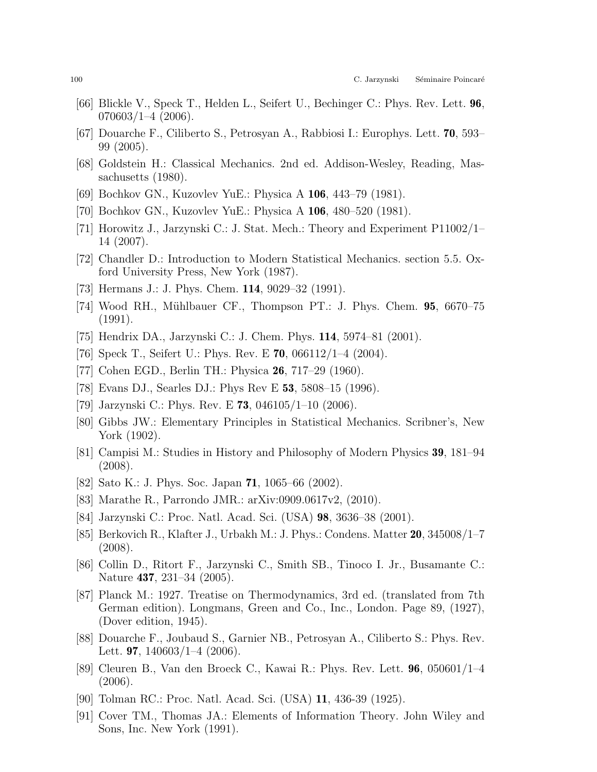[66] Blickle V., Speck T., Helden L., Seifert U., Bechinger C.: Phys. Rev. Lett. **96**, 070603/1–4 (2006).

[67] Douarche F., Ciliberto S., Petrosyan A., Rabbiosi I.: Europhys. Lett. **70**, 593–99 (2005).

[68] Goldstein H.: Classical Mechanics. 2nd ed. Addison-Wesley, Reading, Massachusetts (1980).

[69] Bochkov GN., Kuzovlev YuE.: Physica A **106**, 443–79 (1981).

[70] Bochkov GN., Kuzovlev YuE.: Physica A **106**, 480–520 (1981).

[71] Horowitz J., Jarzynski C.: J. Stat. Mech.: Theory and Experiment P11002/1–14 (2007).

[72] Chandler D.: Introduction to Modern Statistical Mechanics. section 5.5. Oxford University Press, New York (1987).

[73] Hermans J.: J. Phys. Chem. **114**, 9029–32 (1991).

[74] Wood RH., Mühlbauer CF., Thompson PT.: J. Phys. Chem. **95**, 6670–75 (1991).

[75] Hendrix DA., Jarzynski C.: J. Chem. Phys. **114**, 5974–81 (2001).

[76] Speck T., Seifert U.: Phys. Rev. E **70**, 066112/1–4 (2004).

[77] Cohen EGD., Berlin TH.: Physica **26**, 717–29 (1960).

[78] Evans DJ., Searles DJ.: Phys Rev E **53**, 5808–15 (1996).

[79] Jarzynski C.: Phys. Rev. E **73**, 046105/1–10 (2006).

[80] Gibbs JW.: Elementary Principles in Statistical Mechanics. Scribner's, New York (1902).

[81] Campisi M.: Studies in History and Philosophy of Modern Physics **39**, 181–94 (2008).

[82] Sato K.: J. Phys. Soc. Japan **71**, 1065–66 (2002).

[83] Marathe R., Parrondo JMR.: arXiv:0909.0617v2, (2010).

[84] Jarzynski C.: Proc. Natl. Acad. Sci. (USA) **98**, 3636–38 (2001).

[85] Berkovich R., Klafter J., Urbakh M.: J. Phys.: Condens. Matter **20**, 345008/1–7 (2008).

[86] Collin D., Ritort F., Jarzynski C., Smith SB., Tinoco I. Jr., Busamante C.: Nature **437**, 231–34 (2005).

[87] Planck M.: 1927. Treatise on Thermodynamics, 3rd ed. (translated from 7th German edition). Longmans, Green and Co., Inc., London. Page 89, (1927), (Dover edition, 1945).

[88] Douarche F., Joubaud S., Garnier NB., Petrosyan A., Ciliberto S.: Phys. Rev. Lett. **97**, 140603/1–4 (2006).

[89] Cleuren B., Van den Broeck C., Kawai R.: Phys. Rev. Lett. **96**, 050601/1–4 (2006).

[90] Tolman RC.: Proc. Natl. Acad. Sci. (USA) **11**, 436-39 (1925).

[91] Cover TM., Thomas JA.: Elements of Information Theory. John Wiley and Sons, Inc. New York (1991).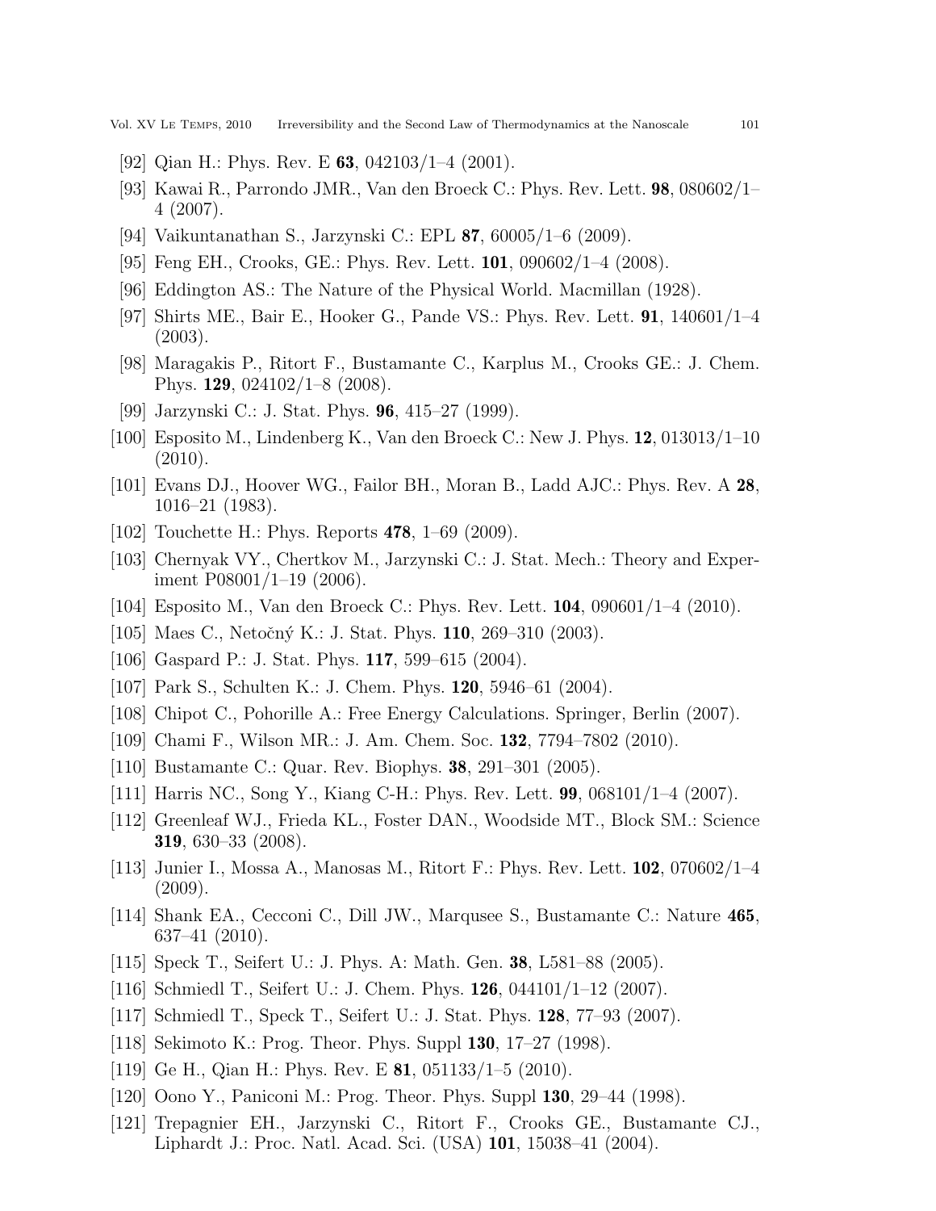[92] Qian H.: Phys. Rev. E **63**, 042103/1–4 (2001).

[93] Kawai R., Parrondo JMR., Van den Broeck C.: Phys. Rev. Lett. **98**, 080602/1–4 (2007).

[94] Vaikuntanathan S., Jarzynski C.: EPL **87**, 60005/1–6 (2009).

[95] Feng EH., Crooks, GE.: Phys. Rev. Lett. **101**, 090602/1–4 (2008).

[96] Eddington AS.: The Nature of the Physical World. Macmillan (1928).

[97] Shirts ME., Bair E., Hooker G., Pande VS.: Phys. Rev. Lett. **91**, 140601/1–4 (2003).

[98] Maragakis P., Ritort F., Bustamante C., Karplus M., Crooks GE.: J. Chem. Phys. **129**, 024102/1–8 (2008).

[99] Jarzynski C.: J. Stat. Phys. **96**, 415–27 (1999).

[100] Esposito M., Lindenberg K., Van den Broeck C.: New J. Phys. **12**, 013013/1–10 (2010).

[101] Evans DJ., Hoover WG., Failor BH., Moran B., Ladd AJC.: Phys. Rev. A **28**, 1016–21 (1983).

[102] Touchette H.: Phys. Reports **478**, 1–69 (2009).

[103] Chernyak VY., Chertkov M., Jarzynski C.: J. Stat. Mech.: Theory and Experiment P08001/1–19 (2006).

[104] Esposito M., Van den Broeck C.: Phys. Rev. Lett. **104**, 090601/1–4 (2010).

[105] Maes C., Netočný K.: J. Stat. Phys. **110**, 269–310 (2003).

[106] Gaspard P.: J. Stat. Phys. **117**, 599–615 (2004).

[107] Park S., Schulten K.: J. Chem. Phys. **120**, 5946–61 (2004).

[108] Chipot C., Pohorille A.: Free Energy Calculations. Springer, Berlin (2007).

[109] Chami F., Wilson MR.: J. Am. Chem. Soc. **132**, 7794–7802 (2010).

[110] Bustamante C.: Quar. Rev. Biophys. **38**, 291–301 (2005).

[111] Harris NC., Song Y., Kiang C-H.: Phys. Rev. Lett. **99**, 068101/1–4 (2007).

[112] Greenleaf WJ., Frieda KL., Foster DAN., Woodside MT., Block SM.: Science **319**, 630–33 (2008).

[113] Junier I., Mossa A., Manosas M., Ritort F.: Phys. Rev. Lett. **102**, 070602/1–4 (2009).

[114] Shank EA., Cecconi C., Dill JW., Marqusee S., Bustamante C.: Nature **465**, 637–41 (2010).

[115] Speck T., Seifert U.: J. Phys. A: Math. Gen. **38**, L581–88 (2005).

[116] Schmiedl T., Seifert U.: J. Chem. Phys. **126**, 044101/1–12 (2007).

[117] Schmiedl T., Speck T., Seifert U.: J. Stat. Phys. **128**, 77–93 (2007).

[118] Sekimoto K.: Prog. Theor. Phys. Suppl **130**, 17–27 (1998).

[119] Ge H., Qian H.: Phys. Rev. E **81**, 051133/1–5 (2010).

[120] Oono Y., Paniconi M.: Prog. Theor. Phys. Suppl **130**, 29–44 (1998).

[121] Trepagnier EH., Jarzynski C., Ritort F., Crooks GE., Bustamante CJ., Liphardt J.: Proc. Natl. Acad. Sci. (USA) **101**, 15038–41 (2004).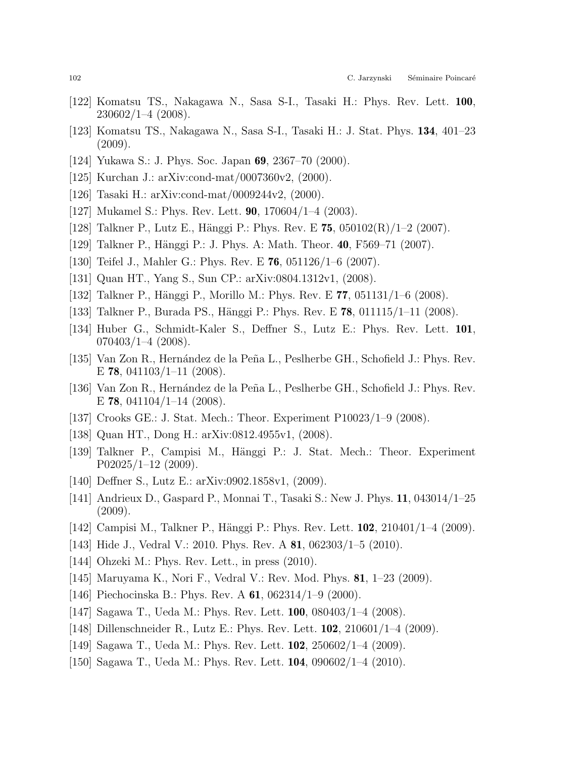[122] Komatsu TS., Nakagawa N., Sasa S-I., Tasaki H.: Phys. Rev. Lett. **100**, 230602/1–4 (2008).

[123] Komatsu TS., Nakagawa N., Sasa S-I., Tasaki H.: J. Stat. Phys. **134**, 401–23 (2009).

[124] Yukawa S.: J. Phys. Soc. Japan **69**, 2367–70 (2000).

[125] Kurchan J.: arXiv:cond-mat/0007360v2, (2000).

[126] Tasaki H.: arXiv:cond-mat/0009244v2, (2000).

[127] Mukamel S.: Phys. Rev. Lett. **90**, 170604/1–4 (2003).

[128] Talkner P., Lutz E., Hänggi P.: Phys. Rev. E **75**, 050102(R)/1–2 (2007).

[129] Talkner P., Hänggi P.: J. Phys. A: Math. Theor. **40**, F569–71 (2007).

[130] Teifel J., Mahler G.: Phys. Rev. E **76**, 051126/1–6 (2007).

[131] Quan HT., Yang S., Sun CP.: arXiv:0804.1312v1, (2008).

[132] Talkner P., Hänggi P., Morillo M.: Phys. Rev. E **77**, 051131/1–6 (2008).

[133] Talkner P., Burada PS., Hänggi P.: Phys. Rev. E **78**, 011115/1–11 (2008).

[134] Huber G., Schmidt-Kaler S., Deffner S., Lutz E.: Phys. Rev. Lett. **101**, 070403/1–4 (2008).

[135] Van Zon R., Hernández de la Peña L., Peslherbe GH., Schofield J.: Phys. Rev. E **78**, 041103/1–11 (2008).

[136] Van Zon R., Hernández de la Peña L., Peslherbe GH., Schofield J.: Phys. Rev. E **78**, 041104/1–14 (2008).

[137] Crooks GE.: J. Stat. Mech.: Theor. Experiment P10023/1–9 (2008).

[138] Quan HT., Dong H.: arXiv:0812.4955v1, (2008).

[139] Talkner P., Campisi M., Hänggi P.: J. Stat. Mech.: Theor. Experiment P02025/1–12 (2009).

[140] Deffner S., Lutz E.: arXiv:0902.1858v1, (2009).

[141] Andrieux D., Gaspard P., Monnai T., Tasaki S.: New J. Phys. **11**, 043014/1–25 (2009).

[142] Campisi M., Talkner P., Hänggi P.: Phys. Rev. Lett. **102**, 210401/1–4 (2009).

[143] Hide J., Vedral V.: 2010. Phys. Rev. A **81**, 062303/1–5 (2010).

[144] Ohzeki M.: Phys. Rev. Lett., in press (2010).

[145] Maruyama K., Nori F., Vedral V.: Rev. Mod. Phys. **81**, 1–23 (2009).

[146] Piechocinska B.: Phys. Rev. A **61**, 062314/1–9 (2000).

[147] Sagawa T., Ueda M.: Phys. Rev. Lett. **100**, 080403/1–4 (2008).

[148] Dillenschneider R., Lutz E.: Phys. Rev. Lett. **102**, 210601/1–4 (2009).

[149] Sagawa T., Ueda M.: Phys. Rev. Lett. **102**, 250602/1–4 (2009).

[150] Sagawa T., Ueda M.: Phys. Rev. Lett. **104**, 090602/1–4 (2010).